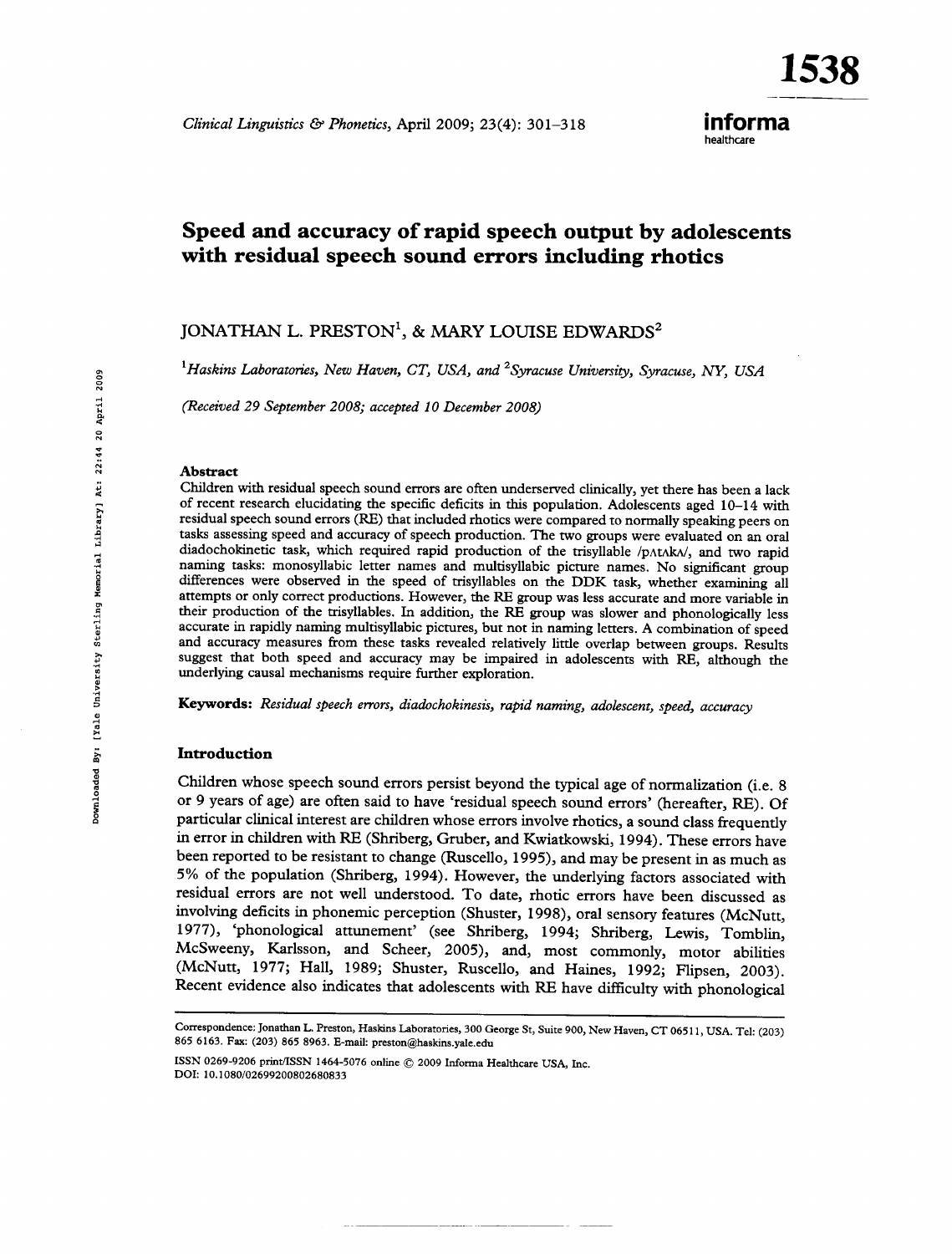# Speed and accuracy of rapid speech output by adolescents with residual speech sound errors including rhotics

JONATHAN L. PRESTON[1], & MARY LOUISE EDWARDS[2]

[1]*Haskins Laboratories, New Haven, CT, USA, and* [2]*Syracuse University, Syracuse, NY, USA*

*(Received 29 September 2008; accepted 10 December 2008)*

### Abstract

Children with residual speech sound errors are often underserved clinically, yet there has been a lack of recent research elucidating the specific deficits in this population. Adolescents aged 10–14 with residual speech sound errors (RE) that included rhotics were compared to normally speaking peers on tasks assessing speed and accuracy of speech production. The two groups were evaluated on an oral diadochokinetic task, which required rapid production of the trisyllable /pʌtʌkʌ/, and two rapid naming tasks: monosyllabic letter names and multisyllabic picture names. No significant group differences were observed in the speed of trisyllables on the DDK task, whether examining all attempts or only correct productions. However, the RE group was less accurate and more variable in their production of the trisyllables. In addition, the RE group was slower and phonologically less accurate in rapidly naming multisyllabic pictures, but not in naming letters. A combination of speed and accuracy measures from these tasks revealed relatively little overlap between groups. Results suggest that both speed and accuracy may be impaired in adolescents with RE, although the underlying causal mechanisms require further exploration.

**Keywords:** *Residual speech errors, diadochokinesis, rapid naming, adolescent, speed, accuracy*

### Introduction

Children whose speech sound errors persist beyond the typical age of normalization (i.e. 8 or 9 years of age) are often said to have 'residual speech sound errors' (hereafter, RE). Of particular clinical interest are children whose errors involve rhotics, a sound class frequently in error in children with RE (Shriberg, Gruber, and Kwiatkowski, 1994). These errors have been reported to be resistant to change (Ruscello, 1995), and may be present in as much as 5% of the population (Shriberg, 1994). However, the underlying factors associated with residual errors are not well understood. To date, rhotic errors have been discussed as involving deficits in phonemic perception (Shuster, 1998), oral sensory features (McNutt, 1977), 'phonological attunement' (see Shriberg, 1994; Shriberg, Lewis, Tomblin, McSweeny, Karlsson, and Scheer, 2005), and, most commonly, motor abilities (McNutt, 1977; Hall, 1989; Shuster, Ruscello, and Haines, 1992; Flipsen, 2003). Recent evidence also indicates that adolescents with RE have difficulty with phonological

Correspondence: Jonathan L. Preston, Haskins Laboratories, 300 George St, Suite 900, New Haven, CT 06511, USA. Tel: (203) 865 6163. Fax: (203) 865 8963. E-mail: preston@haskins.yale.edu

ISSN 0269-9206 print/ISSN 1464-5076 online © 2009 Informa Healthcare USA, Inc.
DOI: 10.1080/02699200802680833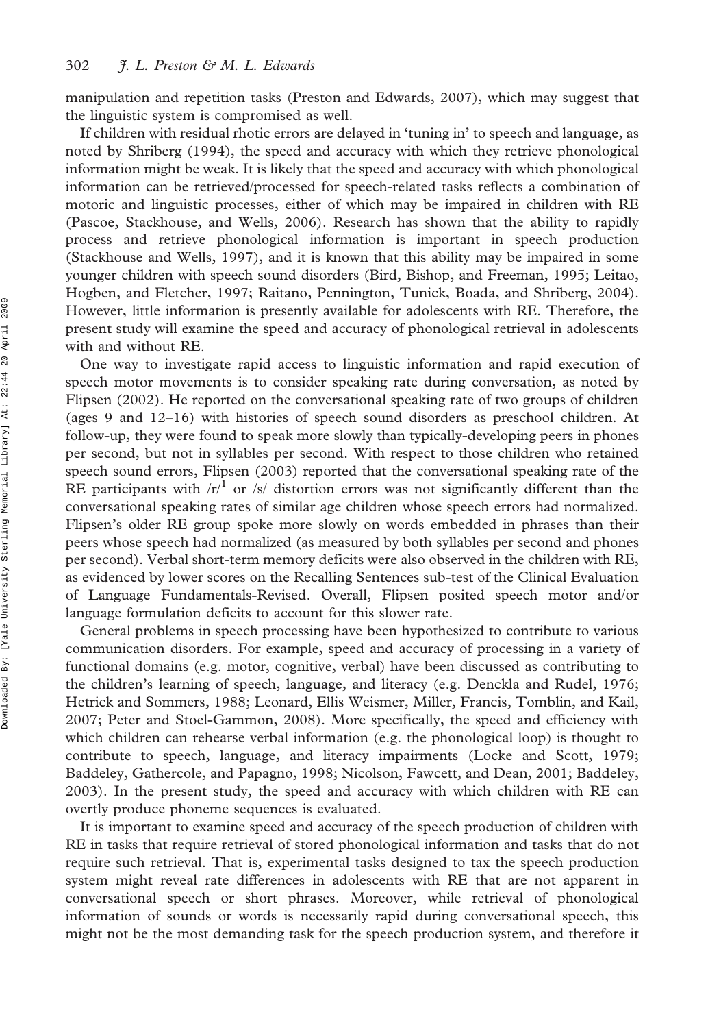manipulation and repetition tasks (Preston and Edwards, 2007), which may suggest that the linguistic system is compromised as well.

If children with residual rhotic errors are delayed in 'tuning in' to speech and language, as noted by Shriberg (1994), the speed and accuracy with which they retrieve phonological information might be weak. It is likely that the speed and accuracy with which phonological information can be retrieved/processed for speech-related tasks reflects a combination of motoric and linguistic processes, either of which may be impaired in children with RE (Pascoe, Stackhouse, and Wells, 2006). Research has shown that the ability to rapidly process and retrieve phonological information is important in speech production (Stackhouse and Wells, 1997), and it is known that this ability may be impaired in some younger children with speech sound disorders (Bird, Bishop, and Freeman, 1995; Leitao, Hogben, and Fletcher, 1997; Raitano, Pennington, Tunick, Boada, and Shriberg, 2004). However, little information is presently available for adolescents with RE. Therefore, the present study will examine the speed and accuracy of phonological retrieval in adolescents with and without RE.

One way to investigate rapid access to linguistic information and rapid execution of speech motor movements is to consider speaking rate during conversation, as noted by Flipsen (2002). He reported on the conversational speaking rate of two groups of children (ages 9 and 12–16) with histories of speech sound disorders as preschool children. At follow-up, they were found to speak more slowly than typically-developing peers in phones per second, but not in syllables per second. With respect to those children who retained speech sound errors, Flipsen (2003) reported that the conversational speaking rate of the RE participants with /r/[1] or /s/ distortion errors was not significantly different than the conversational speaking rates of similar age children whose speech errors had normalized. Flipsen's older RE group spoke more slowly on words embedded in phrases than their peers whose speech had normalized (as measured by both syllables per second and phones per second). Verbal short-term memory deficits were also observed in the children with RE, as evidenced by lower scores on the Recalling Sentences sub-test of the Clinical Evaluation of Language Fundamentals-Revised. Overall, Flipsen posited speech motor and/or language formulation deficits to account for this slower rate.

General problems in speech processing have been hypothesized to contribute to various communication disorders. For example, speed and accuracy of processing in a variety of functional domains (e.g. motor, cognitive, verbal) have been discussed as contributing to the children's learning of speech, language, and literacy (e.g. Denckla and Rudel, 1976; Hetrick and Sommers, 1988; Leonard, Ellis Weismer, Miller, Francis, Tomblin, and Kail, 2007; Peter and Stoel-Gammon, 2008). More specifically, the speed and efficiency with which children can rehearse verbal information (e.g. the phonological loop) is thought to contribute to speech, language, and literacy impairments (Locke and Scott, 1979; Baddeley, Gathercole, and Papagno, 1998; Nicolson, Fawcett, and Dean, 2001; Baddeley, 2003). In the present study, the speed and accuracy with which children with RE can overtly produce phoneme sequences is evaluated.

It is important to examine speed and accuracy of the speech production of children with RE in tasks that require retrieval of stored phonological information and tasks that do not require such retrieval. That is, experimental tasks designed to tax the speech production system might reveal rate differences in adolescents with RE that are not apparent in conversational speech or short phrases. Moreover, while retrieval of phonological information of sounds or words is necessarily rapid during conversational speech, this might not be the most demanding task for the speech production system, and therefore it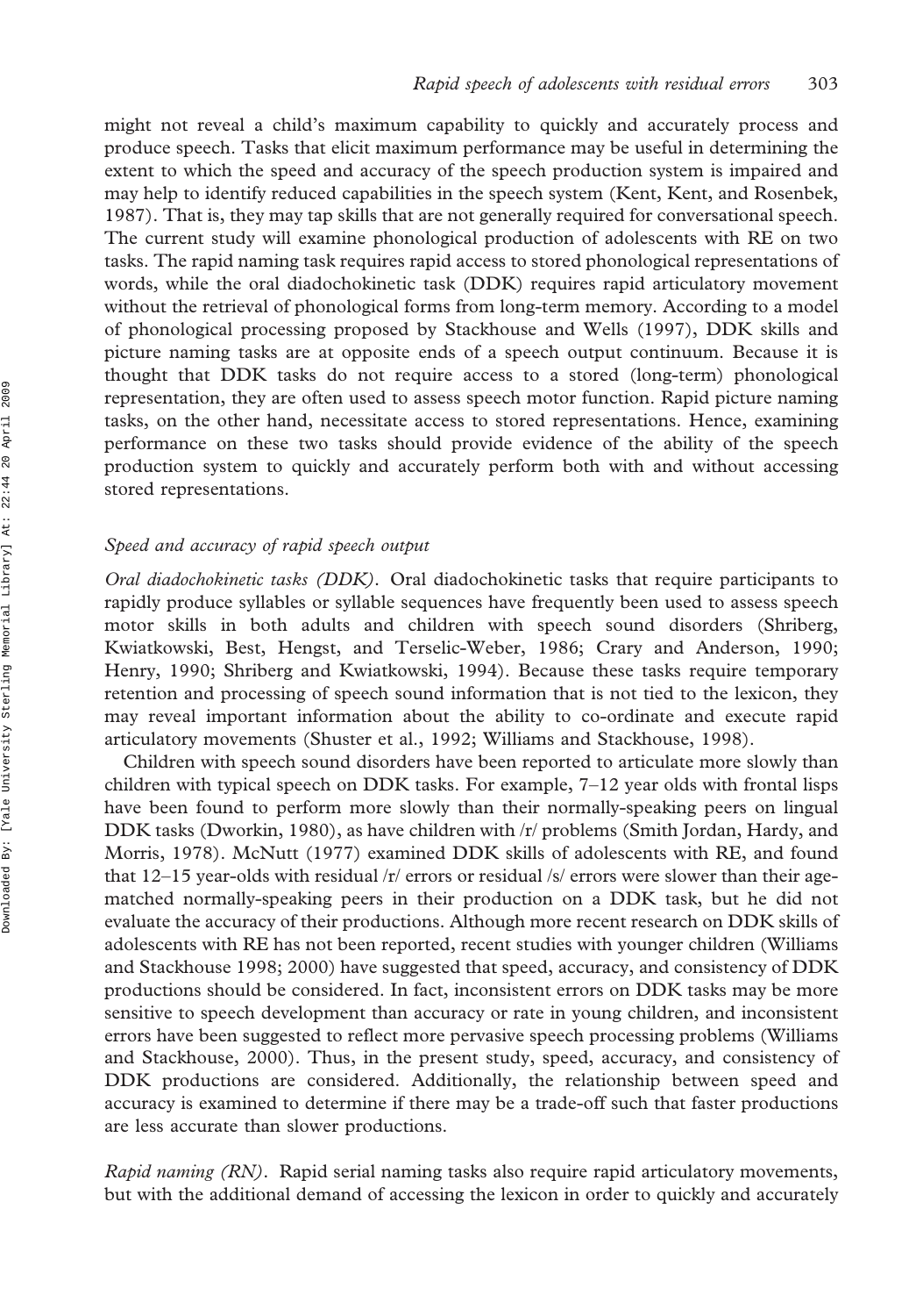might not reveal a child's maximum capability to quickly and accurately process and produce speech. Tasks that elicit maximum performance may be useful in determining the extent to which the speed and accuracy of the speech production system is impaired and may help to identify reduced capabilities in the speech system (Kent, Kent, and Rosenbek, 1987). That is, they may tap skills that are not generally required for conversational speech. The current study will examine phonological production of adolescents with RE on two tasks. The rapid naming task requires rapid access to stored phonological representations of words, while the oral diadochokinetic task (DDK) requires rapid articulatory movement without the retrieval of phonological forms from long-term memory. According to a model of phonological processing proposed by Stackhouse and Wells (1997), DDK skills and picture naming tasks are at opposite ends of a speech output continuum. Because it is thought that DDK tasks do not require access to a stored (long-term) phonological representation, they are often used to assess speech motor function. Rapid picture naming tasks, on the other hand, necessitate access to stored representations. Hence, examining performance on these two tasks should provide evidence of the ability of the speech production system to quickly and accurately perform both with and without accessing stored representations.

### *Speed and accuracy of rapid speech output*

*Oral diadochokinetic tasks (DDK).* Oral diadochokinetic tasks that require participants to rapidly produce syllables or syllable sequences have frequently been used to assess speech motor skills in both adults and children with speech sound disorders (Shriberg, Kwiatkowski, Best, Hengst, and Terselic-Weber, 1986; Crary and Anderson, 1990; Henry, 1990; Shriberg and Kwiatkowski, 1994). Because these tasks require temporary retention and processing of speech sound information that is not tied to the lexicon, they may reveal important information about the ability to co-ordinate and execute rapid articulatory movements (Shuster et al., 1992; Williams and Stackhouse, 1998).

Children with speech sound disorders have been reported to articulate more slowly than children with typical speech on DDK tasks. For example, 7–12 year olds with frontal lisps have been found to perform more slowly than their normally-speaking peers on lingual DDK tasks (Dworkin, 1980), as have children with /r/ problems (Smith Jordan, Hardy, and Morris, 1978). McNutt (1977) examined DDK skills of adolescents with RE, and found that 12–15 year-olds with residual /r/ errors or residual /s/ errors were slower than their age-matched normally-speaking peers in their production on a DDK task, but he did not evaluate the accuracy of their productions. Although more recent research on DDK skills of adolescents with RE has not been reported, recent studies with younger children (Williams and Stackhouse 1998; 2000) have suggested that speed, accuracy, and consistency of DDK productions should be considered. In fact, inconsistent errors on DDK tasks may be more sensitive to speech development than accuracy or rate in young children, and inconsistent errors have been suggested to reflect more pervasive speech processing problems (Williams and Stackhouse, 2000). Thus, in the present study, speed, accuracy, and consistency of DDK productions are considered. Additionally, the relationship between speed and accuracy is examined to determine if there may be a trade-off such that faster productions are less accurate than slower productions.

*Rapid naming (RN).* Rapid serial naming tasks also require rapid articulatory movements, but with the additional demand of accessing the lexicon in order to quickly and accurately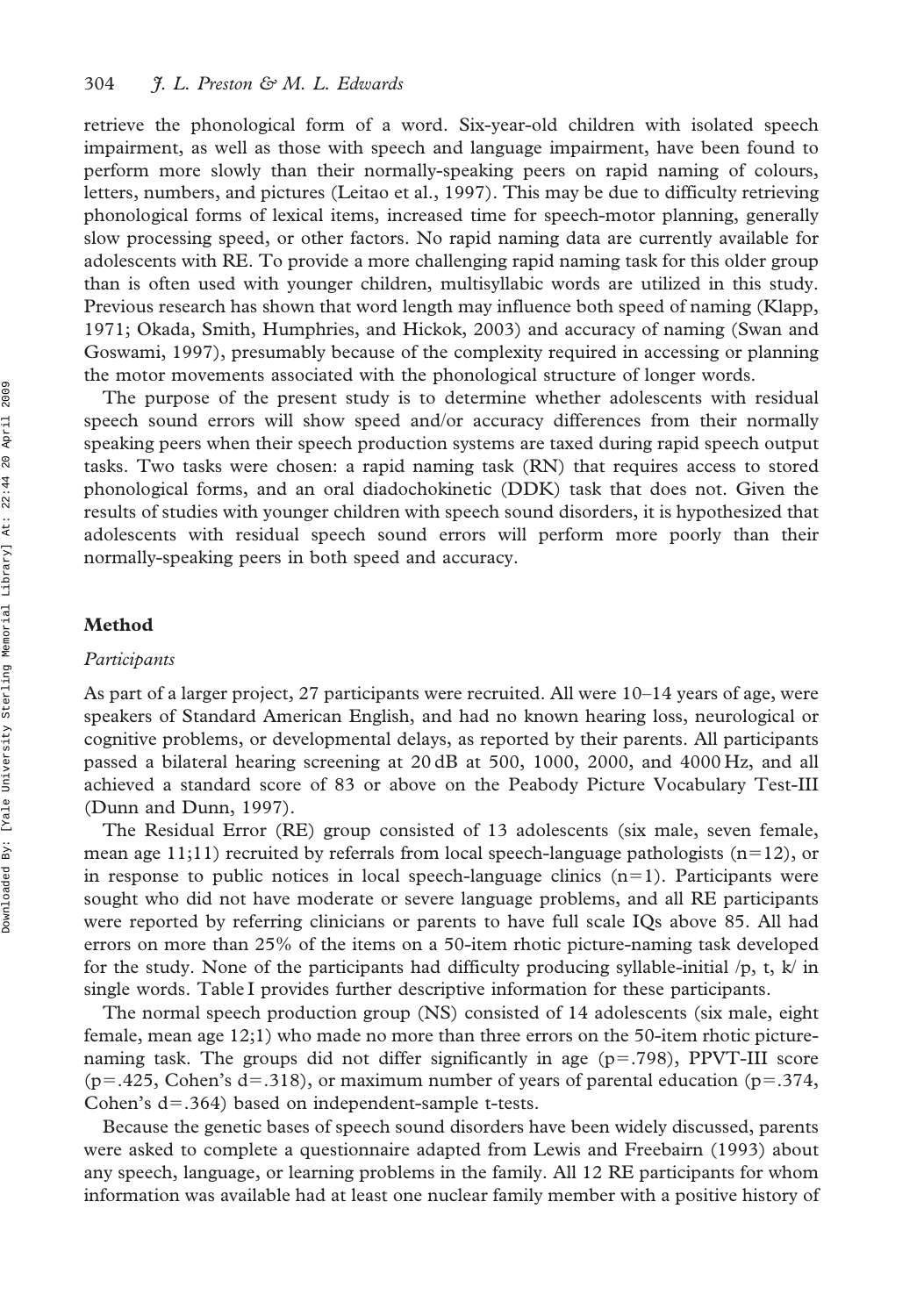retrieve the phonological form of a word. Six-year-old children with isolated speech impairment, as well as those with speech and language impairment, have been found to perform more slowly than their normally-speaking peers on rapid naming of colours, letters, numbers, and pictures (Leitao et al., 1997). This may be due to difficulty retrieving phonological forms of lexical items, increased time for speech-motor planning, generally slow processing speed, or other factors. No rapid naming data are currently available for adolescents with RE. To provide a more challenging rapid naming task for this older group than is often used with younger children, multisyllabic words are utilized in this study. Previous research has shown that word length may influence both speed of naming (Klapp, 1971; Okada, Smith, Humphries, and Hickok, 2003) and accuracy of naming (Swan and Goswami, 1997), presumably because of the complexity required in accessing or planning the motor movements associated with the phonological structure of longer words.

The purpose of the present study is to determine whether adolescents with residual speech sound errors will show speed and/or accuracy differences from their normally speaking peers when their speech production systems are taxed during rapid speech output tasks. Two tasks were chosen: a rapid naming task (RN) that requires access to stored phonological forms, and an oral diadochokinetic (DDK) task that does not. Given the results of studies with younger children with speech sound disorders, it is hypothesized that adolescents with residual speech sound errors will perform more poorly than their normally-speaking peers in both speed and accuracy.

## Method

### *Participants*

As part of a larger project, 27 participants were recruited. All were 10–14 years of age, were speakers of Standard American English, and had no known hearing loss, neurological or cognitive problems, or developmental delays, as reported by their parents. All participants passed a bilateral hearing screening at 20 dB at 500, 1000, 2000, and 4000 Hz, and all achieved a standard score of 83 or above on the Peabody Picture Vocabulary Test-III (Dunn and Dunn, 1997).

The Residual Error (RE) group consisted of 13 adolescents (six male, seven female, mean age 11;11) recruited by referrals from local speech-language pathologists ($n=12$), or in response to public notices in local speech-language clinics ($n=1$). Participants were sought who did not have moderate or severe language problems, and all RE participants were reported by referring clinicians or parents to have full scale IQs above 85. All had errors on more than 25% of the items on a 50-item rhotic picture-naming task developed for the study. None of the participants had difficulty producing syllable-initial /p, t, k/ in single words. Table I provides further descriptive information for these participants.

The normal speech production group (NS) consisted of 14 adolescents (six male, eight female, mean age 12;1) who made no more than three errors on the 50-item rhotic picture-naming task. The groups did not differ significantly in age ($p=.798$), PPVT-III score ($p=.425$, Cohen's $d=.318$), or maximum number of years of parental education ($p=.374$, Cohen's $d=.364$) based on independent-sample t-tests.

Because the genetic bases of speech sound disorders have been widely discussed, parents were asked to complete a questionnaire adapted from Lewis and Freebairn (1993) about any speech, language, or learning problems in the family. All 12 RE participants for whom information was available had at least one nuclear family member with a positive history of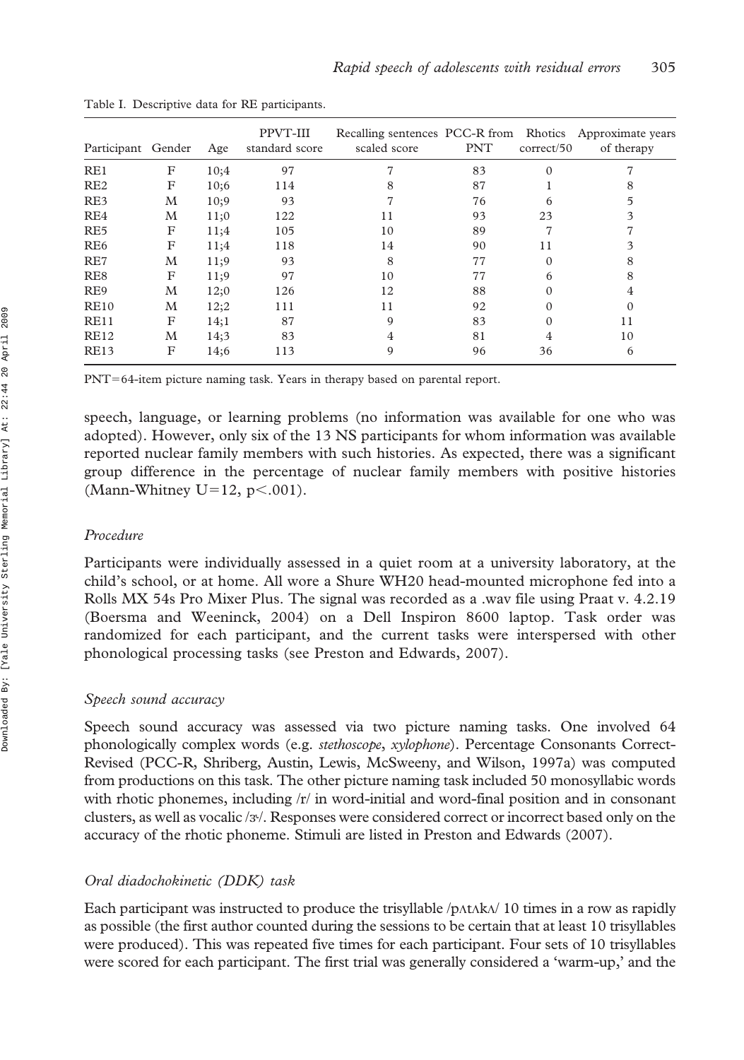Table I. Descriptive data for RE participants.

| Participant | Gender | Age | PPVT-III standard score | Recalling sentences scaled score | PCC-R from PNT | Rhotics correct/50 | Approximate years of therapy |
|---|---|---|---|---|---|---|---|
| RE1 | F | 10;4 | 97 | 7 | 83 | 0 | 7 |
| RE2 | F | 10;6 | 114 | 8 | 87 | 1 | 8 |
| RE3 | M | 10;9 | 93 | 7 | 76 | 6 | 5 |
| RE4 | M | 11;0 | 122 | 11 | 93 | 23 | 3 |
| RE5 | F | 11;4 | 105 | 10 | 89 | 7 | 7 |
| RE6 | F | 11;4 | 118 | 14 | 90 | 11 | 3 |
| RE7 | M | 11;9 | 93 | 8 | 77 | 0 | 8 |
| RE8 | F | 11;9 | 97 | 10 | 77 | 6 | 8 |
| RE9 | M | 12;0 | 126 | 12 | 88 | 0 | 4 |
| RE10 | M | 12;2 | 111 | 11 | 92 | 0 | 0 |
| RE11 | F | 14;1 | 87 | 9 | 83 | 0 | 11 |
| RE12 | M | 14;3 | 83 | 4 | 81 | 4 | 10 |
| RE13 | F | 14;6 | 113 | 9 | 96 | 36 | 6 |

PNT=64-item picture naming task. Years in therapy based on parental report.

speech, language, or learning problems (no information was available for one who was adopted). However, only six of the 13 NS participants for whom information was available reported nuclear family members with such histories. As expected, there was a significant group difference in the percentage of nuclear family members with positive histories (Mann-Whitney $U=12$, $p<.001$).

### *Procedure*

Participants were individually assessed in a quiet room at a university laboratory, at the child's school, or at home. All wore a Shure WH20 head-mounted microphone fed into a Rolls MX 54s Pro Mixer Plus. The signal was recorded as a .wav file using Praat v. 4.2.19 (Boersma and Weeninck, 2004) on a Dell Inspiron 8600 laptop. Task order was randomized for each participant, and the current tasks were interspersed with other phonological processing tasks (see Preston and Edwards, 2007).

### *Speech sound accuracy*

Speech sound accuracy was assessed via two picture naming tasks. One involved 64 phonologically complex words (e.g. *stethoscope*, *xylophone*). Percentage Consonants Correct-Revised (PCC-R, Shriberg, Austin, Lewis, McSweeny, and Wilson, 1997a) was computed from productions on this task. The other picture naming task included 50 monosyllabic words with rhotic phonemes, including /r/ in word-initial and word-final position and in consonant clusters, as well as vocalic /ɝ/. Responses were considered correct or incorrect based only on the accuracy of the rhotic phoneme. Stimuli are listed in Preston and Edwards (2007).

### *Oral diadochokinetic (DDK) task*

Each participant was instructed to produce the trisyllable /pʌtʌkʌ/ 10 times in a row as rapidly as possible (the first author counted during the sessions to be certain that at least 10 trisyllables were produced). This was repeated five times for each participant. Four sets of 10 trisyllables were scored for each participant. The first trial was generally considered a 'warm-up,' and the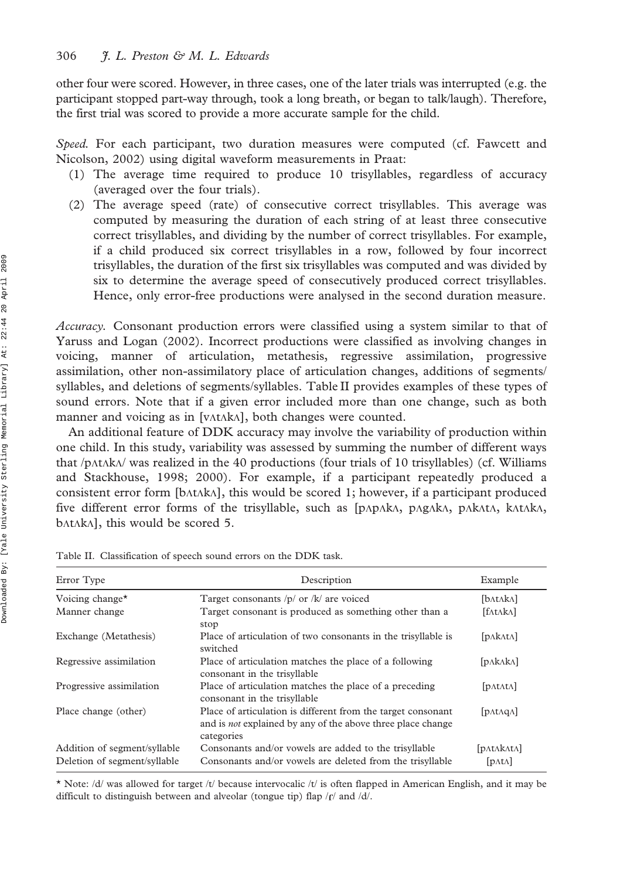other four were scored. However, in three cases, one of the later trials was interrupted (e.g. the participant stopped part-way through, took a long breath, or began to talk/laugh). Therefore, the first trial was scored to provide a more accurate sample for the child.

*Speed.* For each participant, two duration measures were computed (cf. Fawcett and Nicolson, 2002) using digital waveform measurements in Praat:

1. The average time required to produce 10 trisyllables, regardless of accuracy (averaged over the four trials).
2. The average speed (rate) of consecutive correct trisyllables. This average was computed by measuring the duration of each string of at least three consecutive correct trisyllables, and dividing by the number of correct trisyllables. For example, if a child produced six correct trisyllables in a row, followed by four incorrect trisyllables, the duration of the first six trisyllables was computed and was divided by six to determine the average speed of consecutively produced correct trisyllables. Hence, only error-free productions were analysed in the second duration measure.

*Accuracy.* Consonant production errors were classified using a system similar to that of Yaruss and Logan (2002). Incorrect productions were classified as involving changes in voicing, manner of articulation, metathesis, regressive assimilation, progressive assimilation, other non-assimilatory place of articulation changes, additions of segments/ syllables, and deletions of segments/syllables. Table II provides examples of these types of sound errors. Note that if a given error included more than one change, such as both manner and voicing as in [vʌtʌkʌ], both changes were counted.

An additional feature of DDK accuracy may involve the variability of production within one child. In this study, variability was assessed by summing the number of different ways that /pʌtʌkʌ/ was realized in the 40 productions (four trials of 10 trisyllables) (cf. Williams and Stackhouse, 1998; 2000). For example, if a participant repeatedly produced a consistent error form [bʌtʌkʌ], this would be scored 1; however, if a participant produced five different error forms of the trisyllable, such as [pʌpʌkʌ, pʌgʌkʌ, pʌkʌtʌ, kʌtʌkʌ, bʌtʌkʌ], this would be scored 5.

Table II. Classification of speech sound errors on the DDK task.

| Error Type | Description | Example |
|---|---|---|
| Voicing change* | Target consonants /p/ or /k/ are voiced | [bʌtʌkʌ] |
| Manner change | Target consonant is produced as something other than a stop | [fʌtʌkʌ] |
| Exchange (Metathesis) | Place of articulation of two consonants in the trisyllable is switched | [pʌkʌtʌ] |
| Regressive assimilation | Place of articulation matches the place of a following consonant in the trisyllable | [pʌkʌkʌ] |
| Progressive assimilation | Place of articulation matches the place of a preceding consonant in the trisyllable | [pʌtʌtʌ] |
| Place change (other) | Place of articulation is different from the target consonant and is *not* explained by any of the above three place change categories | [pʌtʌqʌ] |
| Addition of segment/syllable | Consonants and/or vowels are added to the trisyllable | [pʌtʌkʌtʌ] |
| Deletion of segment/syllable | Consonants and/or vowels are deleted from the trisyllable | [pʌtʌ] |

* Note: /d/ was allowed for target /t/ because intervocalic /t/ is often flapped in American English, and it may be difficult to distinguish between and alveolar (tongue tip) flap /ɾ/ and /d/.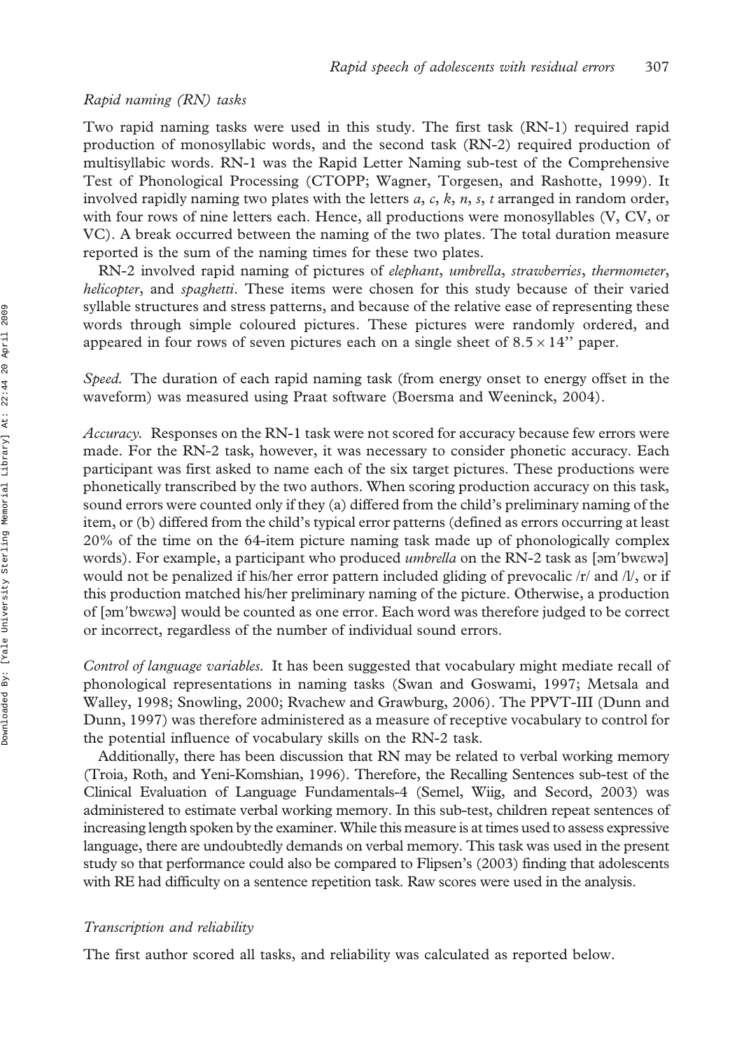*Rapid naming (RN) tasks*

Two rapid naming tasks were used in this study. The first task (RN-1) required rapid production of monosyllabic words, and the second task (RN-2) required production of multisyllabic words. RN-1 was the Rapid Letter Naming sub-test of the Comprehensive Test of Phonological Processing (CTOPP; Wagner, Torgesen, and Rashotte, 1999). It involved rapidly naming two plates with the letters *a*, *c*, *k*, *n*, *s*, *t* arranged in random order, with four rows of nine letters each. Hence, all productions were monosyllables (V, CV, or VC). A break occurred between the naming of the two plates. The total duration measure reported is the sum of the naming times for these two plates.

RN-2 involved rapid naming of pictures of *elephant*, *umbrella*, *strawberries*, *thermometer*, *helicopter*, and *spaghetti*. These items were chosen for this study because of their varied syllable structures and stress patterns, and because of the relative ease of representing these words through simple coloured pictures. These pictures were randomly ordered, and appeared in four rows of seven pictures each on a single sheet of $8.5 \times 14$'' paper.

*Speed.* The duration of each rapid naming task (from energy onset to energy offset in the waveform) was measured using Praat software (Boersma and Weeninck, 2004).

*Accuracy.* Responses on the RN-1 task were not scored for accuracy because few errors were made. For the RN-2 task, however, it was necessary to consider phonetic accuracy. Each participant was first asked to name each of the six target pictures. These productions were phonetically transcribed by the two authors. When scoring production accuracy on this task, sound errors were counted only if they (a) differed from the child's preliminary naming of the item, or (b) differed from the child's typical error patterns (defined as errors occurring at least 20% of the time on the 64-item picture naming task made up of phonologically complex words). For example, a participant who produced *umbrella* on the RN-2 task as [əmˈbwɛwə] would not be penalized if his/her error pattern included gliding of prevocalic /r/ and /l/, or if this production matched his/her preliminary naming of the picture. Otherwise, a production of [əmˈbwɛwə] would be counted as one error. Each word was therefore judged to be correct or incorrect, regardless of the number of individual sound errors.

*Control of language variables.* It has been suggested that vocabulary might mediate recall of phonological representations in naming tasks (Swan and Goswami, 1997; Metsala and Walley, 1998; Snowling, 2000; Rvachew and Grawburg, 2006). The PPVT-III (Dunn and Dunn, 1997) was therefore administered as a measure of receptive vocabulary to control for the potential influence of vocabulary skills on the RN-2 task.

Additionally, there has been discussion that RN may be related to verbal working memory (Troia, Roth, and Yeni-Komshian, 1996). Therefore, the Recalling Sentences sub-test of the Clinical Evaluation of Language Fundamentals-4 (Semel, Wiig, and Secord, 2003) was administered to estimate verbal working memory. In this sub-test, children repeat sentences of increasing length spoken by the examiner. While this measure is at times used to assess expressive language, there are undoubtedly demands on verbal memory. This task was used in the present study so that performance could also be compared to Flipsen's (2003) finding that adolescents with RE had difficulty on a sentence repetition task. Raw scores were used in the analysis.

*Transcription and reliability*

The first author scored all tasks, and reliability was calculated as reported below.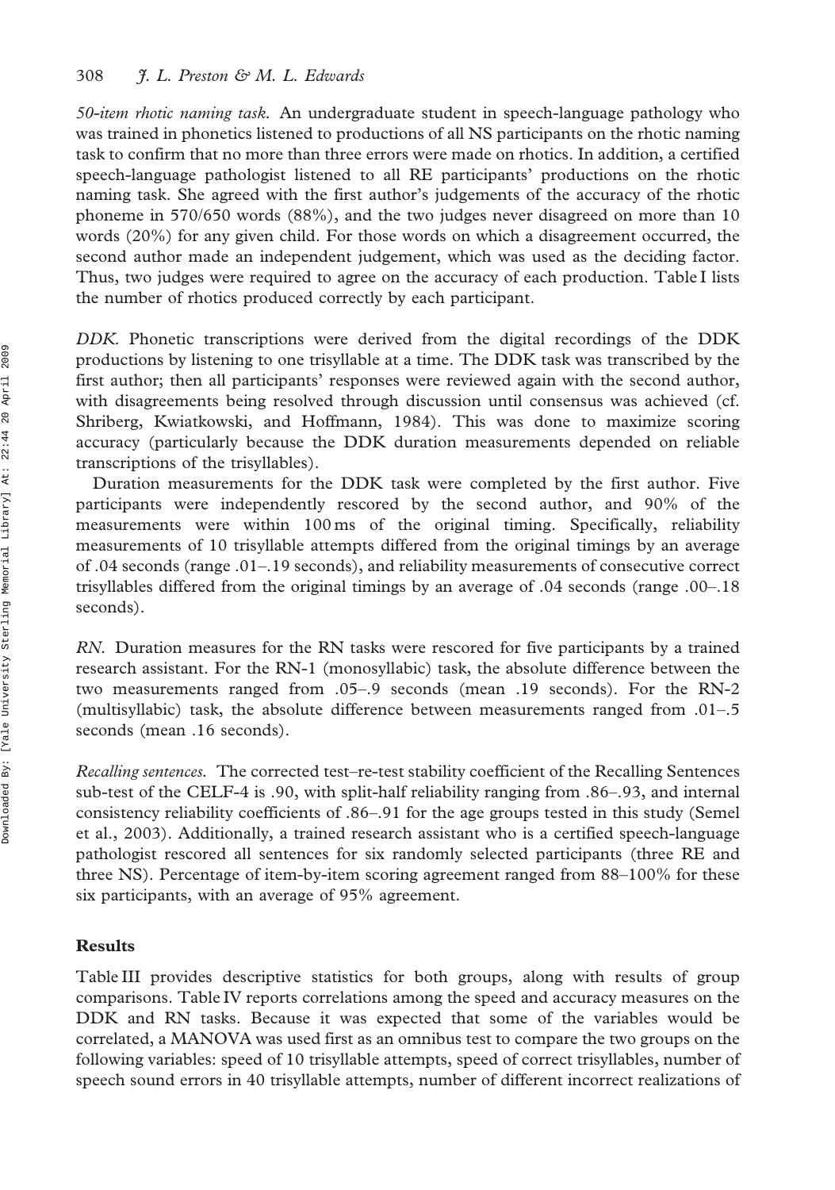*50-item rhotic naming task.* An undergraduate student in speech-language pathology who was trained in phonetics listened to productions of all NS participants on the rhotic naming task to confirm that no more than three errors were made on rhotics. In addition, a certified speech-language pathologist listened to all RE participants' productions on the rhotic naming task. She agreed with the first author's judgements of the accuracy of the rhotic phoneme in 570/650 words (88%), and the two judges never disagreed on more than 10 words (20%) for any given child. For those words on which a disagreement occurred, the second author made an independent judgement, which was used as the deciding factor. Thus, two judges were required to agree on the accuracy of each production. Table I lists the number of rhotics produced correctly by each participant.

*DDK.* Phonetic transcriptions were derived from the digital recordings of the DDK productions by listening to one trisyllable at a time. The DDK task was transcribed by the first author; then all participants' responses were reviewed again with the second author, with disagreements being resolved through discussion until consensus was achieved (cf. Shriberg, Kwiatkowski, and Hoffmann, 1984). This was done to maximize scoring accuracy (particularly because the DDK duration measurements depended on reliable transcriptions of the trisyllables).

Duration measurements for the DDK task were completed by the first author. Five participants were independently rescored by the second author, and 90% of the measurements were within 100 ms of the original timing. Specifically, reliability measurements of 10 trisyllable attempts differed from the original timings by an average of .04 seconds (range .01–.19 seconds), and reliability measurements of consecutive correct trisyllables differed from the original timings by an average of .04 seconds (range .00–.18 seconds).

*RN.* Duration measures for the RN tasks were rescored for five participants by a trained research assistant. For the RN-1 (monosyllabic) task, the absolute difference between the two measurements ranged from .05–.9 seconds (mean .19 seconds). For the RN-2 (multisyllabic) task, the absolute difference between measurements ranged from .01–.5 seconds (mean .16 seconds).

*Recalling sentences.* The corrected test–re-test stability coefficient of the Recalling Sentences sub-test of the CELF-4 is .90, with split-half reliability ranging from .86–.93, and internal consistency reliability coefficients of .86–.91 for the age groups tested in this study (Semel et al., 2003). Additionally, a trained research assistant who is a certified speech-language pathologist rescored all sentences for six randomly selected participants (three RE and three NS). Percentage of item-by-item scoring agreement ranged from 88–100% for these six participants, with an average of 95% agreement.

## Results

Table III provides descriptive statistics for both groups, along with results of group comparisons. Table IV reports correlations among the speed and accuracy measures on the DDK and RN tasks. Because it was expected that some of the variables would be correlated, a MANOVA was used first as an omnibus test to compare the two groups on the following variables: speed of 10 trisyllable attempts, speed of correct trisyllables, number of speech sound errors in 40 trisyllable attempts, number of different incorrect realizations of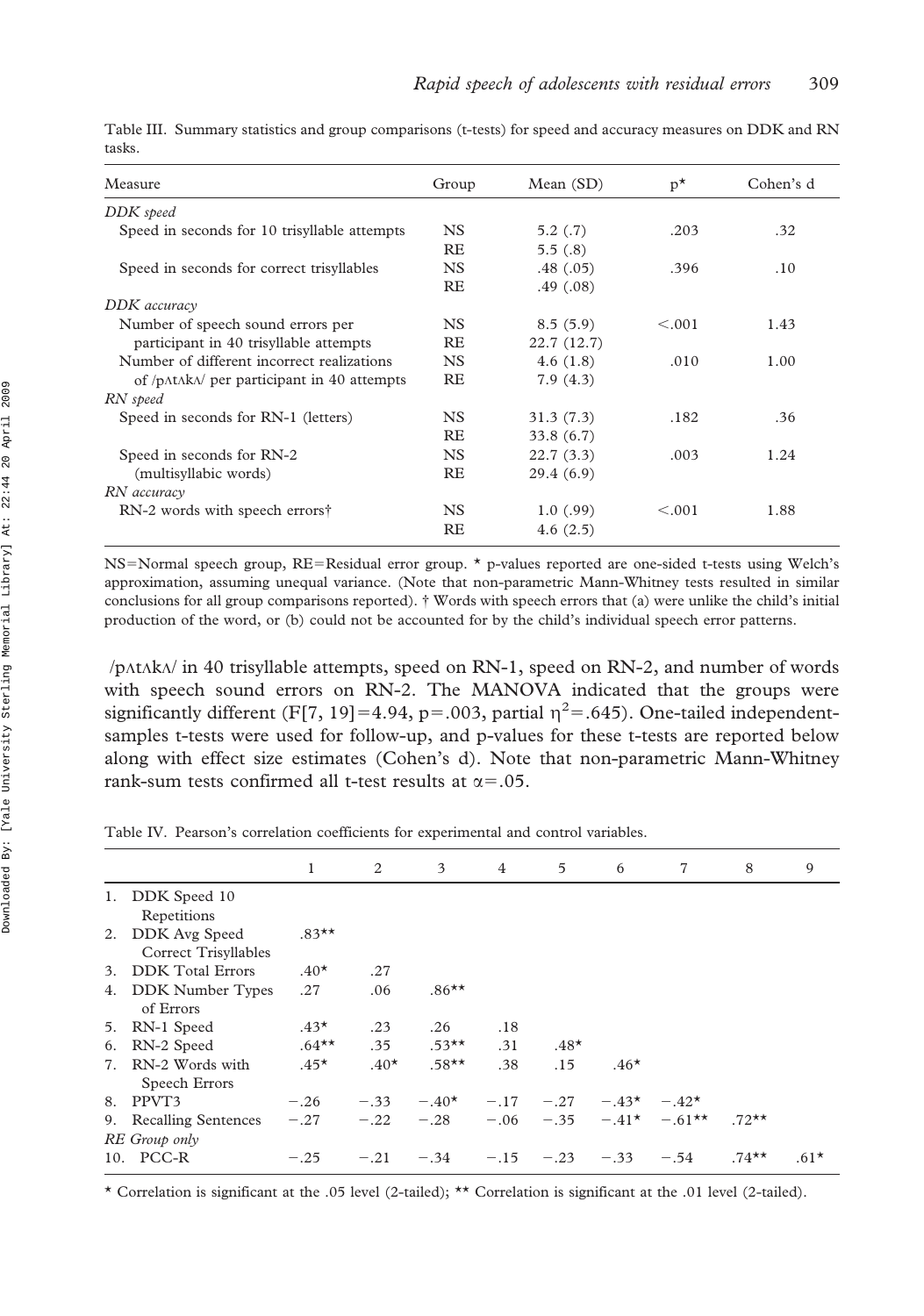Table III. Summary statistics and group comparisons (t-tests) for speed and accuracy measures on DDK and RN tasks.

| Measure | Group | Mean (SD) | p* | Cohen's d |
|---|---|---|---|---|
| *DDK speed* | | | | |
| Speed in seconds for 10 trisyllable attempts | NS | 5.2 (.7) | .203 | .32 |
| | RE | 5.5 (.8) | | |
| Speed in seconds for correct trisyllables | NS | .48 (.05) | .396 | .10 |
| | RE | .49 (.08) | | |
| *DDK accuracy* | | | | |
| Number of speech sound errors per participant in 40 trisyllable attempts | NS | 8.5 (5.9) | <.001 | 1.43 |
| | RE | 22.7 (12.7) | | |
| Number of different incorrect realizations of /pʌtʌkʌ/ per participant in 40 attempts | NS | 4.6 (1.8) | .010 | 1.00 |
| | RE | 7.9 (4.3) | | |
| *RN speed* | | | | |
| Speed in seconds for RN-1 (letters) | NS | 31.3 (7.3) | .182 | .36 |
| | RE | 33.8 (6.7) | | |
| Speed in seconds for RN-2 (multisyllabic words) | NS | 22.7 (3.3) | .003 | 1.24 |
| | RE | 29.4 (6.9) | | |
| *RN accuracy* | | | | |
| RN-2 words with speech errors† | NS | 1.0 (.99) | <.001 | 1.88 |
| | RE | 4.6 (2.5) | | |

NS=Normal speech group, RE=Residual error group. * p-values reported are one-sided t-tests using Welch's approximation, assuming unequal variance. (Note that non-parametric Mann-Whitney tests resulted in similar conclusions for all group comparisons reported). † Words with speech errors that (a) were unlike the child's initial production of the word, or (b) could not be accounted for by the child's individual speech error patterns.

/pʌtʌkʌ/ in 40 trisyllable attempts, speed on RN-1, speed on RN-2, and number of words with speech sound errors on RN-2. The MANOVA indicated that the groups were significantly different ($F[7, 19]=4.94$, $p=.003$, partial $\eta^2=.645$). One-tailed independent-samples t-tests were used for follow-up, and p-values for these t-tests are reported below along with effect size estimates (Cohen's d). Note that non-parametric Mann-Whitney rank-sum tests confirmed all t-test results at $\alpha=.05$.

Table IV. Pearson's correlation coefficients for experimental and control variables.

| | 1 | 2 | 3 | 4 | 5 | 6 | 7 | 8 | 9 |
|---|---|---|---|---|---|---|---|---|---|
| 1. DDK Speed 10 Repetitions | | | | | | | | | |
| 2. DDK Avg Speed Correct Trisyllables | .83** | | | | | | | | |
| 3. DDK Total Errors | .40* | .27 | | | | | | | |
| 4. DDK Number Types of Errors | .27 | .06 | .86** | | | | | | |
| 5. RN-1 Speed | .43* | .23 | .26 | .18 | | | | | |
| 6. RN-2 Speed | .64** | .35 | .53** | .31 | .48* | | | | |
| 7. RN-2 Words with Speech Errors | .45* | .40* | .58** | .38 | .15 | .46* | | | |
| 8. PPVT3 | −.26 | −.33 | −.40* | −.17 | −.27 | −.43* | −.42* | | |
| 9. Recalling Sentences | −.27 | −.22 | −.28 | −.06 | −.35 | −.41* | −.61** | .72** | |
| *RE Group only* | | | | | | | | | |
| 10. PCC-R | −.25 | −.21 | −.34 | −.15 | −.23 | −.33 | −.54 | .74** | .61* |

* Correlation is significant at the .05 level (2-tailed); ** Correlation is significant at the .01 level (2-tailed).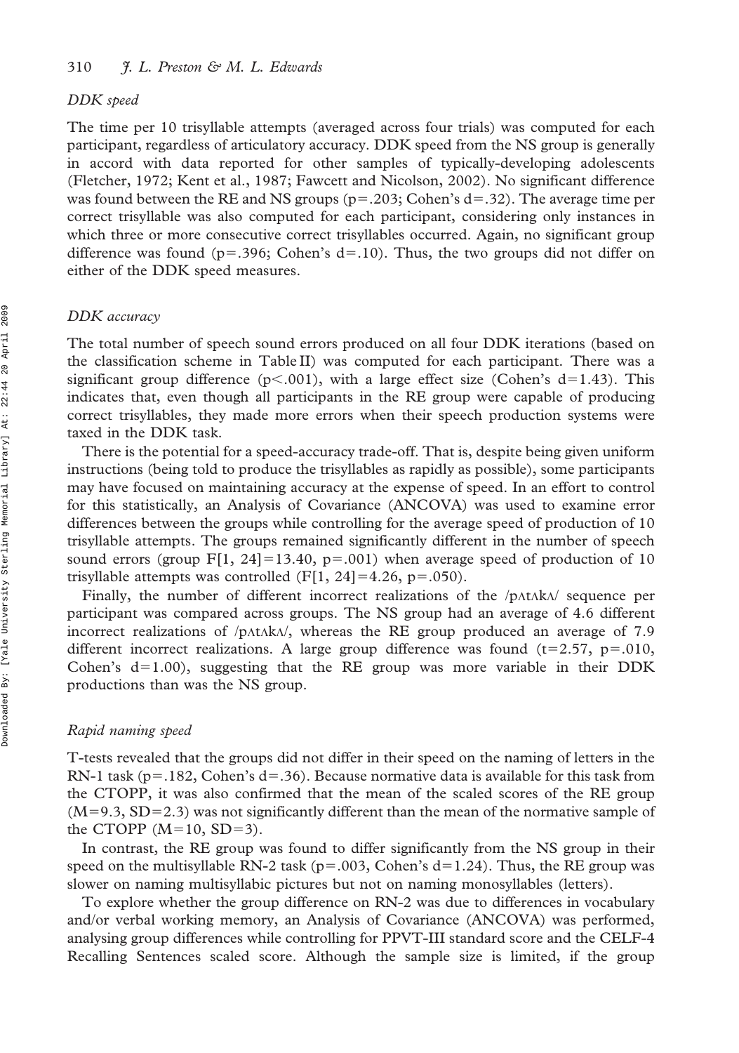*DDK speed*

The time per 10 trisyllable attempts (averaged across four trials) was computed for each participant, regardless of articulatory accuracy. DDK speed from the NS group is generally in accord with data reported for other samples of typically-developing adolescents (Fletcher, 1972; Kent et al., 1987; Fawcett and Nicolson, 2002). No significant difference was found between the RE and NS groups ($p=.203$; Cohen's $d=.32$). The average time per correct trisyllable was also computed for each participant, considering only instances in which three or more consecutive correct trisyllables occurred. Again, no significant group difference was found ($p=.396$; Cohen's $d=.10$). Thus, the two groups did not differ on either of the DDK speed measures.

*DDK accuracy*

The total number of speech sound errors produced on all four DDK iterations (based on the classification scheme in Table II) was computed for each participant. There was a significant group difference ($p<.001$), with a large effect size (Cohen's $d=1.43$). This indicates that, even though all participants in the RE group were capable of producing correct trisyllables, they made more errors when their speech production systems were taxed in the DDK task.

There is the potential for a speed-accuracy trade-off. That is, despite being given uniform instructions (being told to produce the trisyllables as rapidly as possible), some participants may have focused on maintaining accuracy at the expense of speed. In an effort to control for this statistically, an Analysis of Covariance (ANCOVA) was used to examine error differences between the groups while controlling for the average speed of production of 10 trisyllable attempts. The groups remained significantly different in the number of speech sound errors (group $F[1, 24]=13.40$, $p=.001$) when average speed of production of 10 trisyllable attempts was controlled ($F[1, 24]=4.26$, $p=.050$).

Finally, the number of different incorrect realizations of the /pʌtʌkʌ/ sequence per participant was compared across groups. The NS group had an average of 4.6 different incorrect realizations of /pʌtʌkʌ/, whereas the RE group produced an average of 7.9 different incorrect realizations. A large group difference was found ($t=2.57$, $p=.010$, Cohen's $d=1.00$), suggesting that the RE group was more variable in their DDK productions than was the NS group.

*Rapid naming speed*

T-tests revealed that the groups did not differ in their speed on the naming of letters in the RN-1 task ($p=.182$, Cohen's $d=.36$). Because normative data is available for this task from the CTOPP, it was also confirmed that the mean of the scaled scores of the RE group ($M=9.3$, $SD=2.3$) was not significantly different than the mean of the normative sample of the CTOPP ($M=10$, $SD=3$).

In contrast, the RE group was found to differ significantly from the NS group in their speed on the multisyllable RN-2 task ($p=.003$, Cohen's $d=1.24$). Thus, the RE group was slower on naming multisyllabic pictures but not on naming monosyllables (letters).

To explore whether the group difference on RN-2 was due to differences in vocabulary and/or verbal working memory, an Analysis of Covariance (ANCOVA) was performed, analysing group differences while controlling for PPVT-III standard score and the CELF-4 Recalling Sentences scaled score. Although the sample size is limited, if the group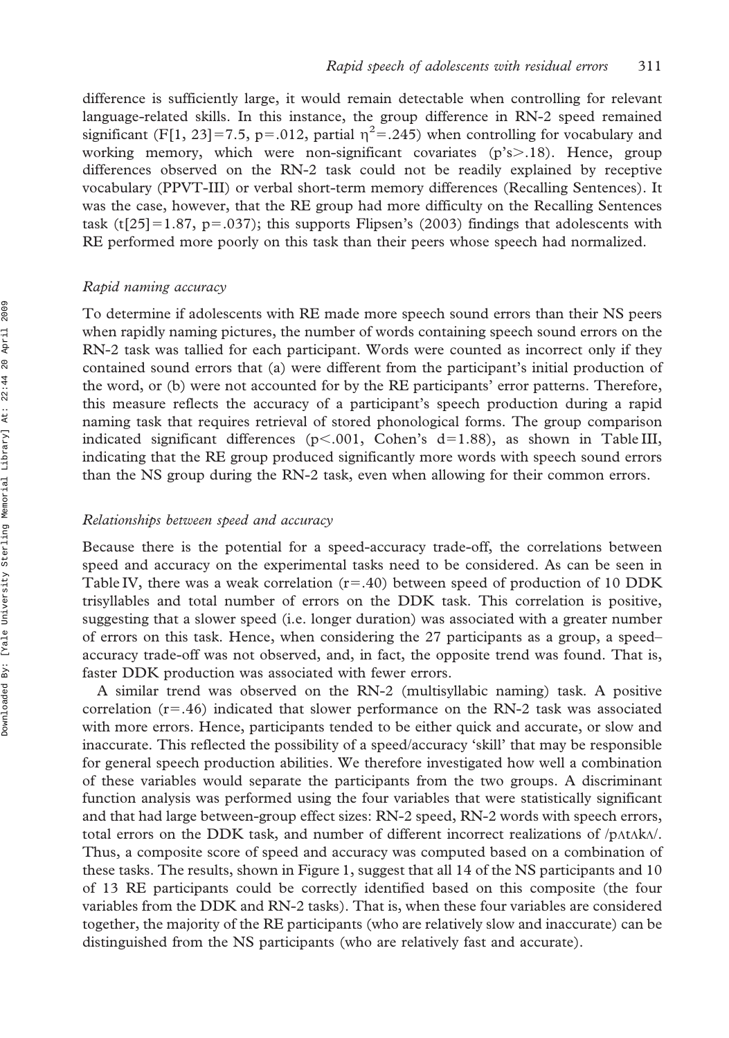difference is sufficiently large, it would remain detectable when controlling for relevant language-related skills. In this instance, the group difference in RN-2 speed remained significant ($F[1, 23]=7.5$, $p=.012$, partial $\eta^2=.245$) when controlling for vocabulary and working memory, which were non-significant covariates ($p$'s$>.18$). Hence, group differences observed on the RN-2 task could not be readily explained by receptive vocabulary (PPVT-III) or verbal short-term memory differences (Recalling Sentences). It was the case, however, that the RE group had more difficulty on the Recalling Sentences task ($t[25]=1.87$, $p=.037$); this supports Flipsen's (2003) findings that adolescents with RE performed more poorly on this task than their peers whose speech had normalized.

### *Rapid naming accuracy*

To determine if adolescents with RE made more speech sound errors than their NS peers when rapidly naming pictures, the number of words containing speech sound errors on the RN-2 task was tallied for each participant. Words were counted as incorrect only if they contained sound errors that (a) were different from the participant's initial production of the word, or (b) were not accounted for by the RE participants' error patterns. Therefore, this measure reflects the accuracy of a participant's speech production during a rapid naming task that requires retrieval of stored phonological forms. The group comparison indicated significant differences ($p<.001$, Cohen's $d=1.88$), as shown in Table III, indicating that the RE group produced significantly more words with speech sound errors than the NS group during the RN-2 task, even when allowing for their common errors.

### *Relationships between speed and accuracy*

Because there is the potential for a speed-accuracy trade-off, the correlations between speed and accuracy on the experimental tasks need to be considered. As can be seen in Table IV, there was a weak correlation ($r=.40$) between speed of production of 10 DDK trisyllables and total number of errors on the DDK task. This correlation is positive, suggesting that a slower speed (i.e. longer duration) was associated with a greater number of errors on this task. Hence, when considering the 27 participants as a group, a speed–accuracy trade-off was not observed, and, in fact, the opposite trend was found. That is, faster DDK production was associated with fewer errors.

A similar trend was observed on the RN-2 (multisyllabic naming) task. A positive correlation ($r=.46$) indicated that slower performance on the RN-2 task was associated with more errors. Hence, participants tended to be either quick and accurate, or slow and inaccurate. This reflected the possibility of a speed/accuracy 'skill' that may be responsible for general speech production abilities. We therefore investigated how well a combination of these variables would separate the participants from the two groups. A discriminant function analysis was performed using the four variables that were statistically significant and that had large between-group effect sizes: RN-2 speed, RN-2 words with speech errors, total errors on the DDK task, and number of different incorrect realizations of /pʌtʌkʌ/. Thus, a composite score of speed and accuracy was computed based on a combination of these tasks. The results, shown in Figure 1, suggest that all 14 of the NS participants and 10 of 13 RE participants could be correctly identified based on this composite (the four variables from the DDK and RN-2 tasks). That is, when these four variables are considered together, the majority of the RE participants (who are relatively slow and inaccurate) can be distinguished from the NS participants (who are relatively fast and accurate).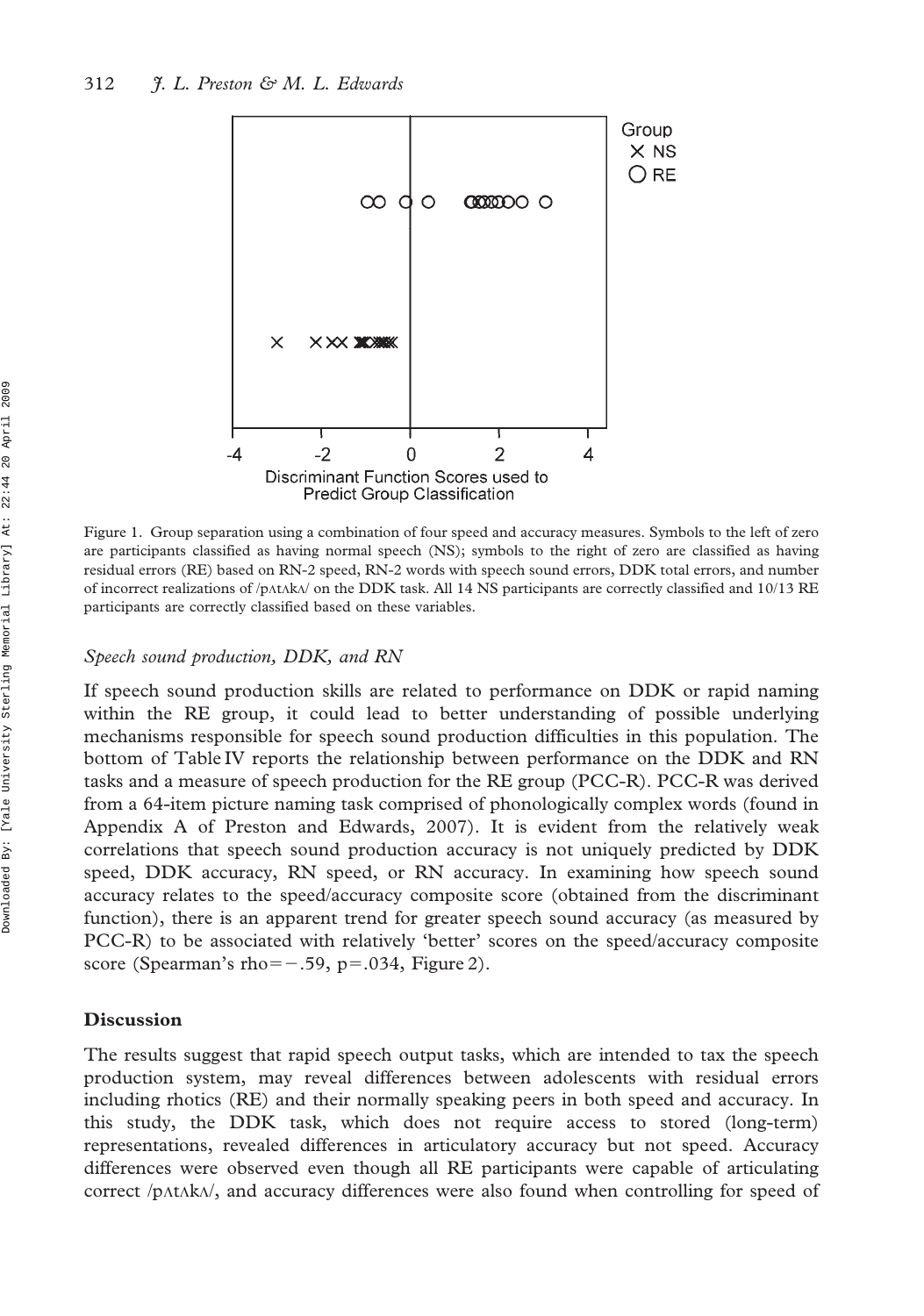Figure 1. Group separation using a combination of four speed and accuracy measures. Symbols to the left of zero are participants classified as having normal speech (NS); symbols to the right of zero are classified as having residual errors (RE) based on RN-2 speed, RN-2 words with speech sound errors, DDK total errors, and number of incorrect realizations of /pʌtʌkʌ/ on the DDK task. All 14 NS participants are correctly classified and 10/13 RE participants are correctly classified based on these variables.

### *Speech sound production, DDK, and RN*

If speech sound production skills are related to performance on DDK or rapid naming within the RE group, it could lead to better understanding of possible underlying mechanisms responsible for speech sound production difficulties in this population. The bottom of Table IV reports the relationship between performance on the DDK and RN tasks and a measure of speech production for the RE group (PCC-R). PCC-R was derived from a 64-item picture naming task comprised of phonologically complex words (found in Appendix A of Preston and Edwards, 2007). It is evident from the relatively weak correlations that speech sound production accuracy is not uniquely predicted by DDK speed, DDK accuracy, RN speed, or RN accuracy. In examining how speech sound accuracy relates to the speed/accuracy composite score (obtained from the discriminant function), there is an apparent trend for greater speech sound accuracy (as measured by PCC-R) to be associated with relatively 'better' scores on the speed/accuracy composite score (Spearman's rho $= -.59$, $p = .034$, Figure 2).

## Discussion

The results suggest that rapid speech output tasks, which are intended to tax the speech production system, may reveal differences between adolescents with residual errors including rhotics (RE) and their normally speaking peers in both speed and accuracy. In this study, the DDK task, which does not require access to stored (long-term) representations, revealed differences in articulatory accuracy but not speed. Accuracy differences were observed even though all RE participants were capable of articulating correct /pʌtʌkʌ/, and accuracy differences were also found when controlling for speed of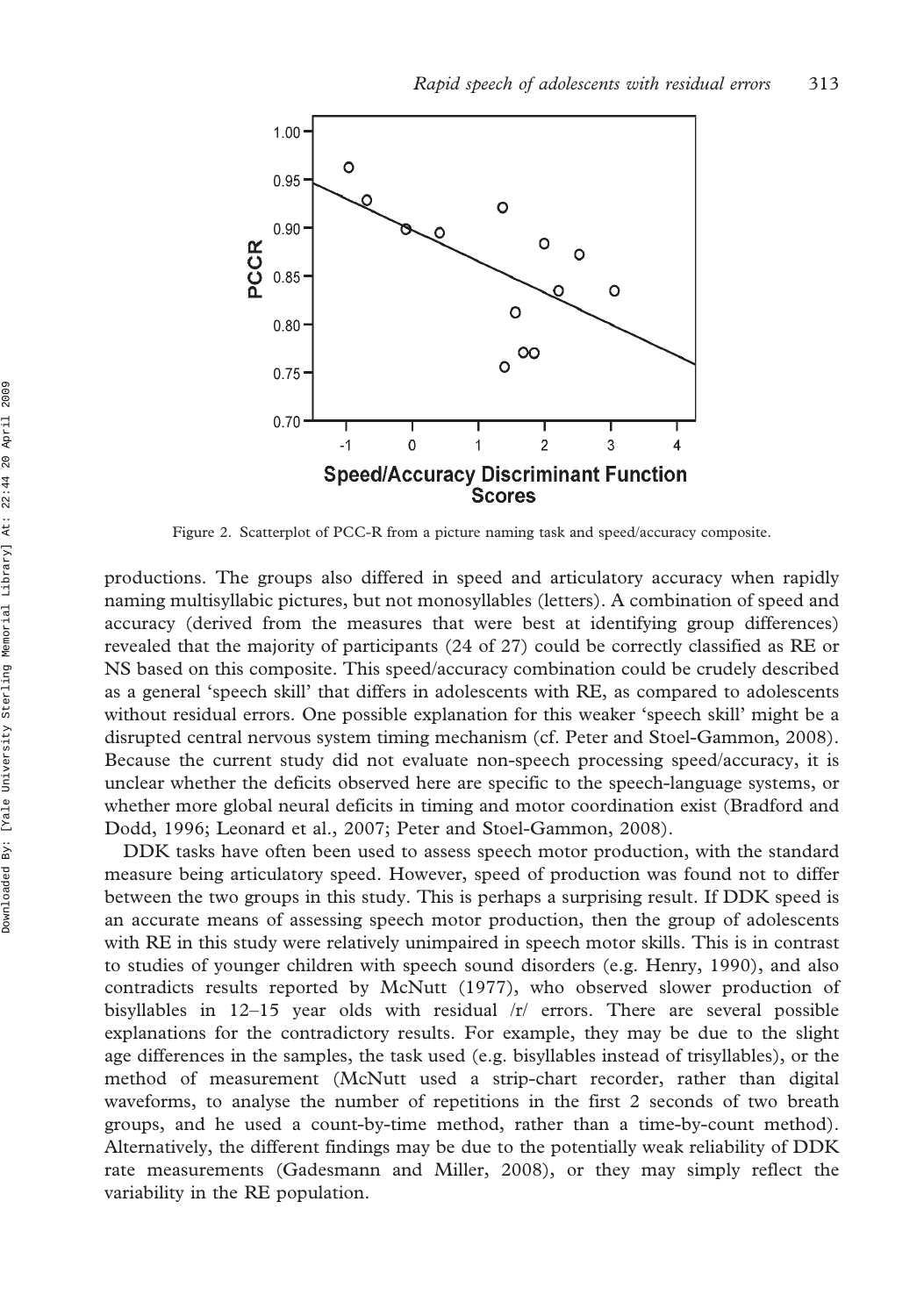Figure 2. Scatterplot of PCC-R from a picture naming task and speed/accuracy composite.

productions. The groups also differed in speed and articulatory accuracy when rapidly naming multisyllabic pictures, but not monosyllables (letters). A combination of speed and accuracy (derived from the measures that were best at identifying group differences) revealed that the majority of participants (24 of 27) could be correctly classified as RE or NS based on this composite. This speed/accuracy combination could be crudely described as a general 'speech skill' that differs in adolescents with RE, as compared to adolescents without residual errors. One possible explanation for this weaker 'speech skill' might be a disrupted central nervous system timing mechanism (cf. Peter and Stoel-Gammon, 2008). Because the current study did not evaluate non-speech processing speed/accuracy, it is unclear whether the deficits observed here are specific to the speech-language systems, or whether more global neural deficits in timing and motor coordination exist (Bradford and Dodd, 1996; Leonard et al., 2007; Peter and Stoel-Gammon, 2008).

DDK tasks have often been used to assess speech motor production, with the standard measure being articulatory speed. However, speed of production was found not to differ between the two groups in this study. This is perhaps a surprising result. If DDK speed is an accurate means of assessing speech motor production, then the group of adolescents with RE in this study were relatively unimpaired in speech motor skills. This is in contrast to studies of younger children with speech sound disorders (e.g. Henry, 1990), and also contradicts results reported by McNutt (1977), who observed slower production of bisyllables in 12–15 year olds with residual /r/ errors. There are several possible explanations for the contradictory results. For example, they may be due to the slight age differences in the samples, the task used (e.g. bisyllables instead of trisyllables), or the method of measurement (McNutt used a strip-chart recorder, rather than digital waveforms, to analyse the number of repetitions in the first 2 seconds of two breath groups, and he used a count-by-time method, rather than a time-by-count method). Alternatively, the different findings may be due to the potentially weak reliability of DDK rate measurements (Gadesmann and Miller, 2008), or they may simply reflect the variability in the RE population.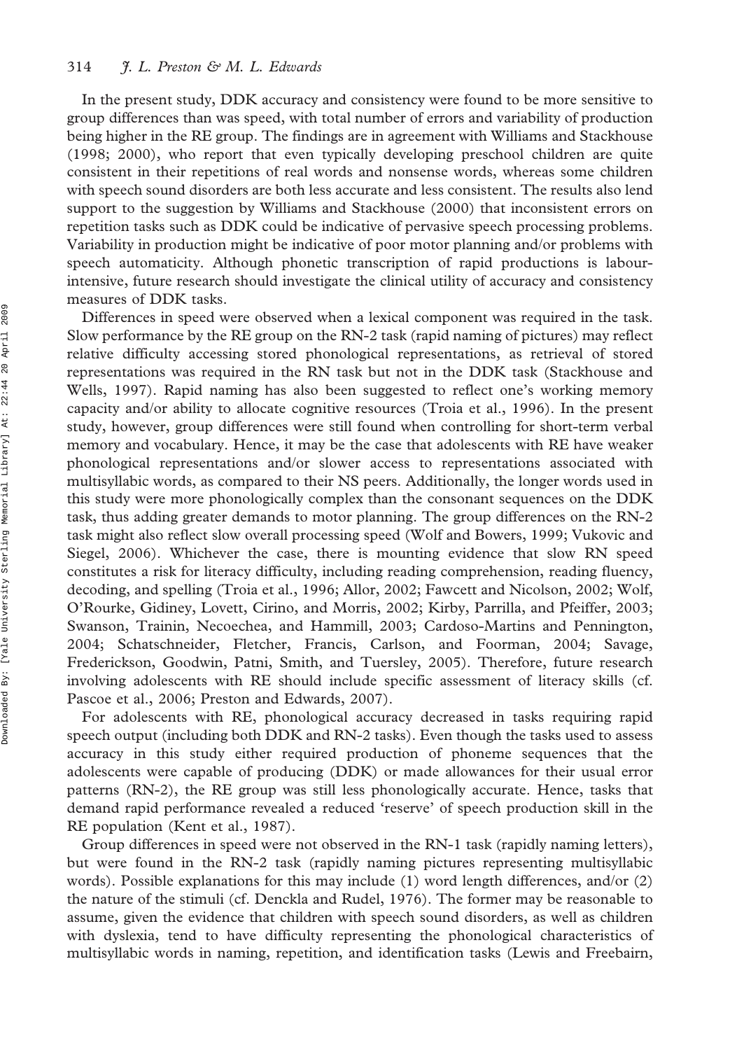In the present study, DDK accuracy and consistency were found to be more sensitive to group differences than was speed, with total number of errors and variability of production being higher in the RE group. The findings are in agreement with Williams and Stackhouse (1998; 2000), who report that even typically developing preschool children are quite consistent in their repetitions of real words and nonsense words, whereas some children with speech sound disorders are both less accurate and less consistent. The results also lend support to the suggestion by Williams and Stackhouse (2000) that inconsistent errors on repetition tasks such as DDK could be indicative of pervasive speech processing problems. Variability in production might be indicative of poor motor planning and/or problems with speech automaticity. Although phonetic transcription of rapid productions is labour-intensive, future research should investigate the clinical utility of accuracy and consistency measures of DDK tasks.

Differences in speed were observed when a lexical component was required in the task. Slow performance by the RE group on the RN-2 task (rapid naming of pictures) may reflect relative difficulty accessing stored phonological representations, as retrieval of stored representations was required in the RN task but not in the DDK task (Stackhouse and Wells, 1997). Rapid naming has also been suggested to reflect one's working memory capacity and/or ability to allocate cognitive resources (Troia et al., 1996). In the present study, however, group differences were still found when controlling for short-term verbal memory and vocabulary. Hence, it may be the case that adolescents with RE have weaker phonological representations and/or slower access to representations associated with multisyllabic words, as compared to their NS peers. Additionally, the longer words used in this study were more phonologically complex than the consonant sequences on the DDK task, thus adding greater demands to motor planning. The group differences on the RN-2 task might also reflect slow overall processing speed (Wolf and Bowers, 1999; Vukovic and Siegel, 2006). Whichever the case, there is mounting evidence that slow RN speed constitutes a risk for literacy difficulty, including reading comprehension, reading fluency, decoding, and spelling (Troia et al., 1996; Allor, 2002; Fawcett and Nicolson, 2002; Wolf, O'Rourke, Gidiney, Lovett, Cirino, and Morris, 2002; Kirby, Parrilla, and Pfeiffer, 2003; Swanson, Trainin, Necoechea, and Hammill, 2003; Cardoso-Martins and Pennington, 2004; Schatschneider, Fletcher, Francis, Carlson, and Foorman, 2004; Savage, Frederickson, Goodwin, Patni, Smith, and Tuersley, 2005). Therefore, future research involving adolescents with RE should include specific assessment of literacy skills (cf. Pascoe et al., 2006; Preston and Edwards, 2007).

For adolescents with RE, phonological accuracy decreased in tasks requiring rapid speech output (including both DDK and RN-2 tasks). Even though the tasks used to assess accuracy in this study either required production of phoneme sequences that the adolescents were capable of producing (DDK) or made allowances for their usual error patterns (RN-2), the RE group was still less phonologically accurate. Hence, tasks that demand rapid performance revealed a reduced 'reserve' of speech production skill in the RE population (Kent et al., 1987).

Group differences in speed were not observed in the RN-1 task (rapidly naming letters), but were found in the RN-2 task (rapidly naming pictures representing multisyllabic words). Possible explanations for this may include (1) word length differences, and/or (2) the nature of the stimuli (cf. Denckla and Rudel, 1976). The former may be reasonable to assume, given the evidence that children with speech sound disorders, as well as children with dyslexia, tend to have difficulty representing the phonological characteristics of multisyllabic words in naming, repetition, and identification tasks (Lewis and Freebairn,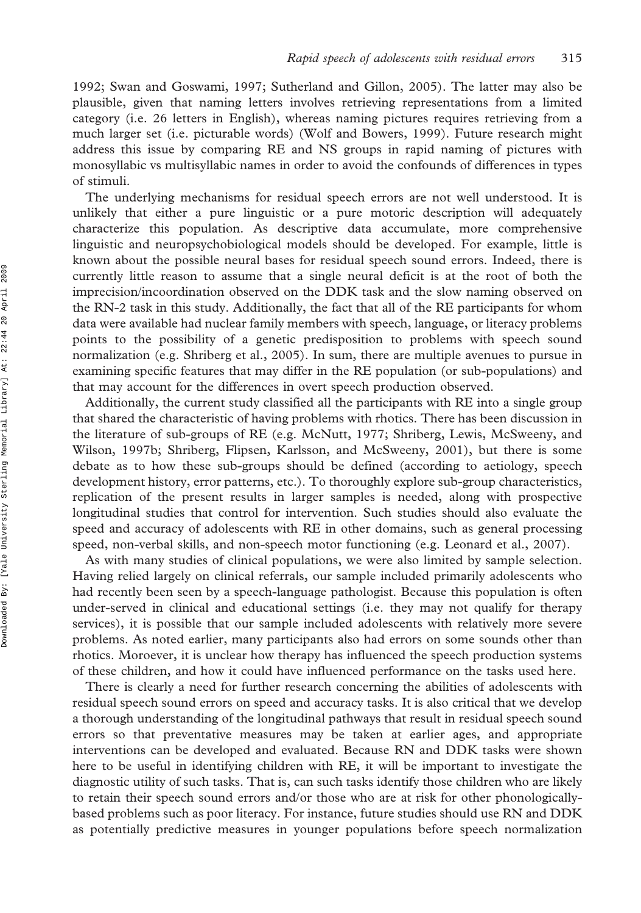1992; Swan and Goswami, 1997; Sutherland and Gillon, 2005). The latter may also be plausible, given that naming letters involves retrieving representations from a limited category (i.e. 26 letters in English), whereas naming pictures requires retrieving from a much larger set (i.e. picturable words) (Wolf and Bowers, 1999). Future research might address this issue by comparing RE and NS groups in rapid naming of pictures with monosyllabic vs multisyllabic names in order to avoid the confounds of differences in types of stimuli.

The underlying mechanisms for residual speech errors are not well understood. It is unlikely that either a pure linguistic or a pure motoric description will adequately characterize this population. As descriptive data accumulate, more comprehensive linguistic and neuropsychobiological models should be developed. For example, little is known about the possible neural bases for residual speech sound errors. Indeed, there is currently little reason to assume that a single neural deficit is at the root of both the imprecision/incoordination observed on the DDK task and the slow naming observed on the RN-2 task in this study. Additionally, the fact that all of the RE participants for whom data were available had nuclear family members with speech, language, or literacy problems points to the possibility of a genetic predisposition to problems with speech sound normalization (e.g. Shriberg et al., 2005). In sum, there are multiple avenues to pursue in examining specific features that may differ in the RE population (or sub-populations) and that may account for the differences in overt speech production observed.

Additionally, the current study classified all the participants with RE into a single group that shared the characteristic of having problems with rhotics. There has been discussion in the literature of sub-groups of RE (e.g. McNutt, 1977; Shriberg, Lewis, McSweeny, and Wilson, 1997b; Shriberg, Flipsen, Karlsson, and McSweeny, 2001), but there is some debate as to how these sub-groups should be defined (according to aetiology, speech development history, error patterns, etc.). To thoroughly explore sub-group characteristics, replication of the present results in larger samples is needed, along with prospective longitudinal studies that control for intervention. Such studies should also evaluate the speed and accuracy of adolescents with RE in other domains, such as general processing speed, non-verbal skills, and non-speech motor functioning (e.g. Leonard et al., 2007).

As with many studies of clinical populations, we were also limited by sample selection. Having relied largely on clinical referrals, our sample included primarily adolescents who had recently been seen by a speech-language pathologist. Because this population is often under-served in clinical and educational settings (i.e. they may not qualify for therapy services), it is possible that our sample included adolescents with relatively more severe problems. As noted earlier, many participants also had errors on some sounds other than rhotics. Moroever, it is unclear how therapy has influenced the speech production systems of these children, and how it could have influenced performance on the tasks used here.

There is clearly a need for further research concerning the abilities of adolescents with residual speech sound errors on speed and accuracy tasks. It is also critical that we develop a thorough understanding of the longitudinal pathways that result in residual speech sound errors so that preventative measures may be taken at earlier ages, and appropriate interventions can be developed and evaluated. Because RN and DDK tasks were shown here to be useful in identifying children with RE, it will be important to investigate the diagnostic utility of such tasks. That is, can such tasks identify those children who are likely to retain their speech sound errors and/or those who are at risk for other phonologically-based problems such as poor literacy. For instance, future studies should use RN and DDK as potentially predictive measures in younger populations before speech normalization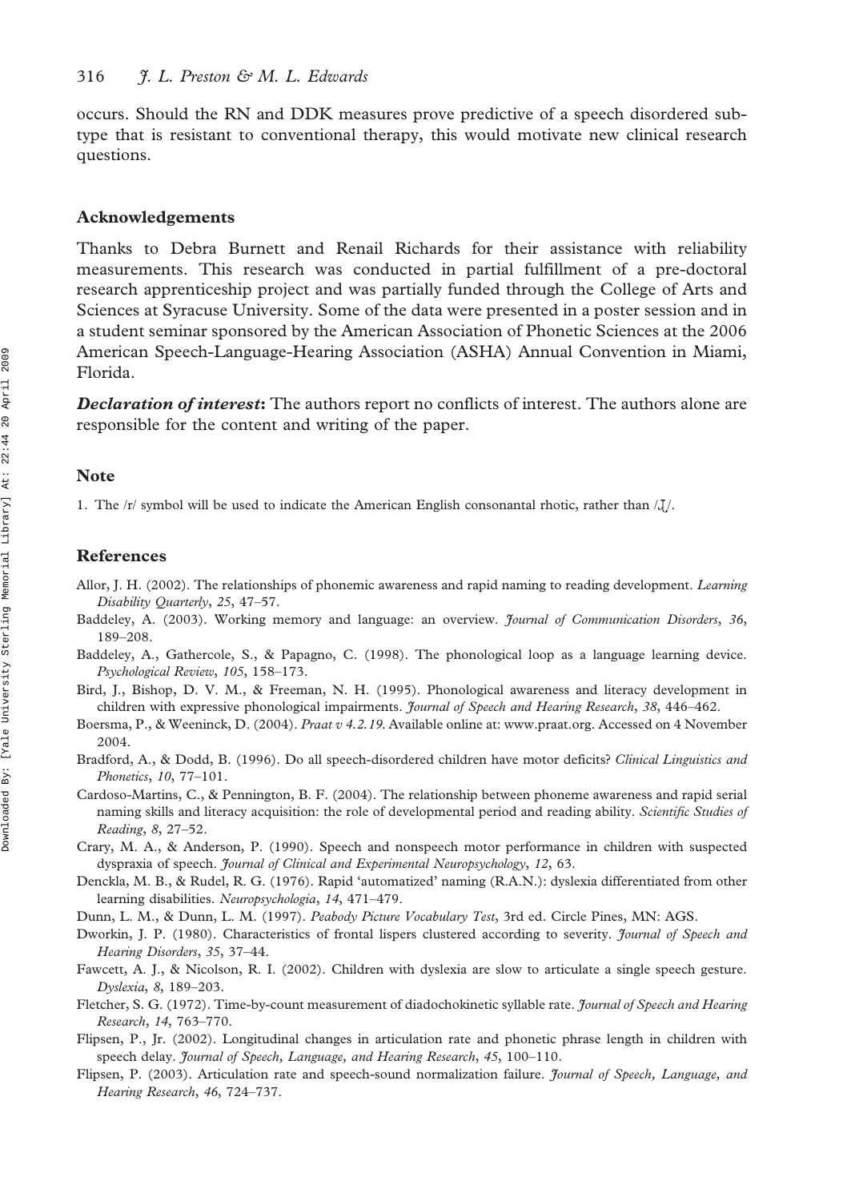occurs. Should the RN and DDK measures prove predictive of a speech disordered subtype that is resistant to conventional therapy, this would motivate new clinical research questions.

## Acknowledgements

Thanks to Debra Burnett and Renail Richards for their assistance with reliability measurements. This research was conducted in partial fulfillment of a pre-doctoral research apprenticeship project and was partially funded through the College of Arts and Sciences at Syracuse University. Some of the data were presented in a poster session and in a student seminar sponsored by the American Association of Phonetic Sciences at the 2006 American Speech-Language-Hearing Association (ASHA) Annual Convention in Miami, Florida.

***Declaration of interest*:** The authors report no conflicts of interest. The authors alone are responsible for the content and writing of the paper.

## Note

1. The /r/ symbol will be used to indicate the American English consonantal rhotic, rather than /ɹ/.

## References

Allor, J. H. (2002). The relationships of phonemic awareness and rapid naming to reading development. *Learning Disability Quarterly*, *25*, 47–57.

Baddeley, A. (2003). Working memory and language: an overview. *Journal of Communication Disorders*, *36*, 189–208.

Baddeley, A., Gathercole, S., & Papagno, C. (1998). The phonological loop as a language learning device. *Psychological Review*, *105*, 158–173.

Bird, J., Bishop, D. V. M., & Freeman, N. H. (1995). Phonological awareness and literacy development in children with expressive phonological impairments. *Journal of Speech and Hearing Research*, *38*, 446–462.

Boersma, P., & Weeninck, D. (2004). *Praat v 4.2.19*. Available online at: www.praat.org. Accessed on 4 November 2004.

Bradford, A., & Dodd, B. (1996). Do all speech-disordered children have motor deficits? *Clinical Linguistics and Phonetics*, *10*, 77–101.

Cardoso-Martins, C., & Pennington, B. F. (2004). The relationship between phoneme awareness and rapid serial naming skills and literacy acquisition: the role of developmental period and reading ability. *Scientific Studies of Reading*, *8*, 27–52.

Crary, M. A., & Anderson, P. (1990). Speech and nonspeech motor performance in children with suspected dyspraxia of speech. *Journal of Clinical and Experimental Neuropsychology*, *12*, 63.

Denckla, M. B., & Rudel, R. G. (1976). Rapid 'automatized' naming (R.A.N.): dyslexia differentiated from other learning disabilities. *Neuropsychologia*, *14*, 471–479.

Dunn, L. M., & Dunn, L. M. (1997). *Peabody Picture Vocabulary Test*, 3rd ed. Circle Pines, MN: AGS.

Dworkin, J. P. (1980). Characteristics of frontal lispers clustered according to severity. *Journal of Speech and Hearing Disorders*, *35*, 37–44.

Fawcett, A. J., & Nicolson, R. I. (2002). Children with dyslexia are slow to articulate a single speech gesture. *Dyslexia*, *8*, 189–203.

Fletcher, S. G. (1972). Time-by-count measurement of diadochokinetic syllable rate. *Journal of Speech and Hearing Research*, *14*, 763–770.

Flipsen, P., Jr. (2002). Longitudinal changes in articulation rate and phonetic phrase length in children with speech delay. *Journal of Speech, Language, and Hearing Research*, *45*, 100–110.

Flipsen, P. (2003). Articulation rate and speech-sound normalization failure. *Journal of Speech, Language, and Hearing Research*, *46*, 724–737.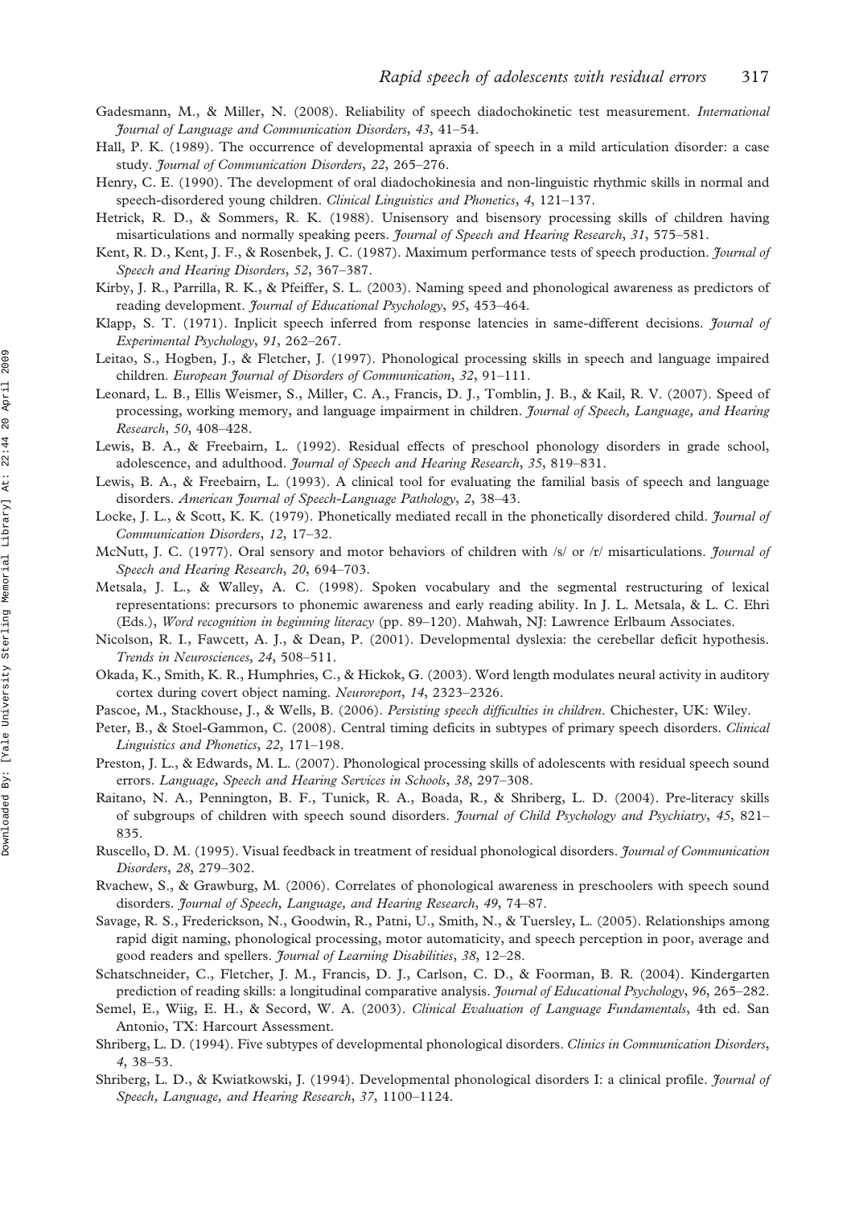Gadesmann, M., & Miller, N. (2008). Reliability of speech diadochokinetic test measurement. *International Journal of Language and Communication Disorders*, *43*, 41–54.

Hall, P. K. (1989). The occurrence of developmental apraxia of speech in a mild articulation disorder: a case study. *Journal of Communication Disorders*, *22*, 265–276.

Henry, C. E. (1990). The development of oral diadochokinesia and non-linguistic rhythmic skills in normal and speech-disordered young children. *Clinical Linguistics and Phonetics*, *4*, 121–137.

Hetrick, R. D., & Sommers, R. K. (1988). Unisensory and bisensory processing skills of children having misarticulations and normally speaking peers. *Journal of Speech and Hearing Research*, *31*, 575–581.

Kent, R. D., Kent, J. F., & Rosenbek, J. C. (1987). Maximum performance tests of speech production. *Journal of Speech and Hearing Disorders*, *52*, 367–387.

Kirby, J. R., Parrilla, R. K., & Pfeiffer, S. L. (2003). Naming speed and phonological awareness as predictors of reading development. *Journal of Educational Psychology*, *95*, 453–464.

Klapp, S. T. (1971). Implicit speech inferred from response latencies in same-different decisions. *Journal of Experimental Psychology*, *91*, 262–267.

Leitao, S., Hogben, J., & Fletcher, J. (1997). Phonological processing skills in speech and language impaired children. *European Journal of Disorders of Communication*, *32*, 91–111.

Leonard, L. B., Ellis Weismer, S., Miller, C. A., Francis, D. J., Tomblin, J. B., & Kail, R. V. (2007). Speed of processing, working memory, and language impairment in children. *Journal of Speech, Language, and Hearing Research*, *50*, 408–428.

Lewis, B. A., & Freebairn, L. (1992). Residual effects of preschool phonology disorders in grade school, adolescence, and adulthood. *Journal of Speech and Hearing Research*, *35*, 819–831.

Lewis, B. A., & Freebairn, L. (1993). A clinical tool for evaluating the familial basis of speech and language disorders. *American Journal of Speech-Language Pathology*, *2*, 38–43.

Locke, J. L., & Scott, K. K. (1979). Phonetically mediated recall in the phonetically disordered child. *Journal of Communication Disorders*, *12*, 17–32.

McNutt, J. C. (1977). Oral sensory and motor behaviors of children with /s/ or /r/ misarticulations. *Journal of Speech and Hearing Research*, *20*, 694–703.

Metsala, J. L., & Walley, A. C. (1998). Spoken vocabulary and the segmental restructuring of lexical representations: precursors to phonemic awareness and early reading ability. In J. L. Metsala, & L. C. Ehri (Eds.), *Word recognition in beginning literacy* (pp. 89–120). Mahwah, NJ: Lawrence Erlbaum Associates.

Nicolson, R. I., Fawcett, A. J., & Dean, P. (2001). Developmental dyslexia: the cerebellar deficit hypothesis. *Trends in Neurosciences*, *24*, 508–511.

Okada, K., Smith, K. R., Humphries, C., & Hickok, G. (2003). Word length modulates neural activity in auditory cortex during covert object naming. *Neuroreport*, *14*, 2323–2326.

Pascoe, M., Stackhouse, J., & Wells, B. (2006). *Persisting speech difficulties in children*. Chichester, UK: Wiley.

Peter, B., & Stoel-Gammon, C. (2008). Central timing deficits in subtypes of primary speech disorders. *Clinical Linguistics and Phonetics*, *22*, 171–198.

Preston, J. L., & Edwards, M. L. (2007). Phonological processing skills of adolescents with residual speech sound errors. *Language, Speech and Hearing Services in Schools*, *38*, 297–308.

Raitano, N. A., Pennington, B. F., Tunick, R. A., Boada, R., & Shriberg, L. D. (2004). Pre-literacy skills of subgroups of children with speech sound disorders. *Journal of Child Psychology and Psychiatry*, *45*, 821–835.

Ruscello, D. M. (1995). Visual feedback in treatment of residual phonological disorders. *Journal of Communication Disorders*, *28*, 279–302.

Rvachew, S., & Grawburg, M. (2006). Correlates of phonological awareness in preschoolers with speech sound disorders. *Journal of Speech, Language, and Hearing Research*, *49*, 74–87.

Savage, R. S., Frederickson, N., Goodwin, R., Patni, U., Smith, N., & Tuersley, L. (2005). Relationships among rapid digit naming, phonological processing, motor automaticity, and speech perception in poor, average and good readers and spellers. *Journal of Learning Disabilities*, *38*, 12–28.

Schatschneider, C., Fletcher, J. M., Francis, D. J., Carlson, C. D., & Foorman, B. R. (2004). Kindergarten prediction of reading skills: a longitudinal comparative analysis. *Journal of Educational Psychology*, *96*, 265–282.

Semel, E., Wiig, E. H., & Secord, W. A. (2003). *Clinical Evaluation of Language Fundamentals*, 4th ed. San Antonio, TX: Harcourt Assessment.

Shriberg, L. D. (1994). Five subtypes of developmental phonological disorders. *Clinics in Communication Disorders*, *4*, 38–53.

Shriberg, L. D., & Kwiatkowski, J. (1994). Developmental phonological disorders I: a clinical profile. *Journal of Speech, Language, and Hearing Research*, *37*, 1100–1124.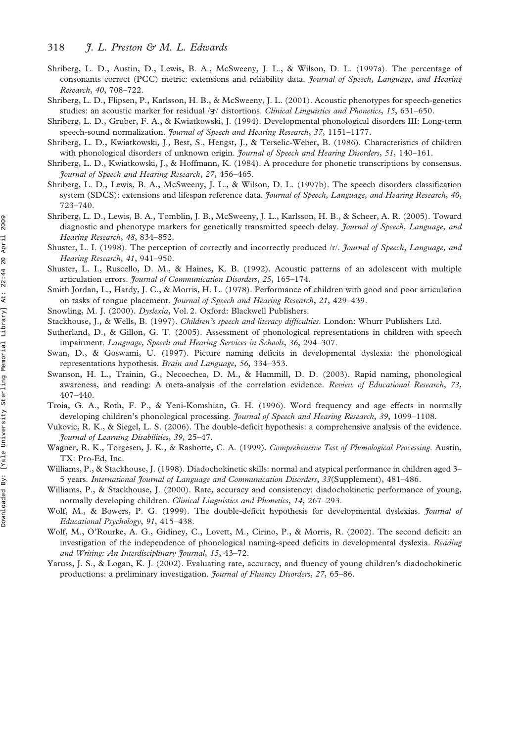Shriberg, L. D., Austin, D., Lewis, B. A., McSweeny, J. L., & Wilson, D. L. (1997a). The percentage of consonants correct (PCC) metric: extensions and reliability data. *Journal of Speech, Language, and Hearing Research*, *40*, 708–722.

Shriberg, L. D., Flipsen, P., Karlsson, H. B., & McSweeny, J. L. (2001). Acoustic phenotypes for speech-genetics studies: an acoustic marker for residual /ɝ/ distortions. *Clinical Linguistics and Phonetics*, *15*, 631–650.

Shriberg, L. D., Gruber, F. A., & Kwiatkowski, J. (1994). Developmental phonological disorders III: Long-term speech-sound normalization. *Journal of Speech and Hearing Research*, *37*, 1151–1177.

Shriberg, L. D., Kwiatkowski, J., Best, S., Hengst, J., & Terselic-Weber, B. (1986). Characteristics of children with phonological disorders of unknown origin. *Journal of Speech and Hearing Disorders*, *51*, 140–161.

Shriberg, L. D., Kwiatkowski, J., & Hoffmann, K. (1984). A procedure for phonetic transcriptions by consensus. *Journal of Speech and Hearing Research*, *27*, 456–465.

Shriberg, L. D., Lewis, B. A., McSweeny, J. L., & Wilson, D. L. (1997b). The speech disorders classification system (SDCS): extensions and lifespan reference data. *Journal of Speech, Language, and Hearing Research*, *40*, 723–740.

Shriberg, L. D., Lewis, B. A., Tomblin, J. B., McSweeny, J. L., Karlsson, H. B., & Scheer, A. R. (2005). Toward diagnostic and phenotype markers for genetically transmitted speech delay. *Journal of Speech, Language, and Hearing Research*, *48*, 834–852.

Shuster, L. I. (1998). The perception of correctly and incorrectly produced /r/. *Journal of Speech, Language, and Hearing Research*, *41*, 941–950.

Shuster, L. I., Ruscello, D. M., & Haines, K. B. (1992). Acoustic patterns of an adolescent with multiple articulation errors. *Journal of Communication Disorders*, *25*, 165–174.

Smith Jordan, L., Hardy, J. C., & Morris, H. L. (1978). Performance of children with good and poor articulation on tasks of tongue placement. *Journal of Speech and Hearing Research*, *21*, 429–439.

Snowling, M. J. (2000). *Dyslexia*, Vol. 2. Oxford: Blackwell Publishers.

Stackhouse, J., & Wells, B. (1997). *Children's speech and literacy difficulties*. London: Whurr Publishers Ltd.

Sutherland, D., & Gillon, G. T. (2005). Assessment of phonological representations in children with speech impairment. *Language, Speech and Hearing Services in Schools*, *36*, 294–307.

Swan, D., & Goswami, U. (1997). Picture naming deficits in developmental dyslexia: the phonological representations hypothesis. *Brain and Language*, *56*, 334–353.

Swanson, H. L., Trainin, G., Necoechea, D. M., & Hammill, D. D. (2003). Rapid naming, phonological awareness, and reading: A meta-analysis of the correlation evidence. *Review of Educational Research*, *73*, 407–440.

Troia, G. A., Roth, F. P., & Yeni-Komshian, G. H. (1996). Word frequency and age effects in normally developing children's phonological processing. *Journal of Speech and Hearing Research*, *39*, 1099–1108.

Vukovic, R. K., & Siegel, L. S. (2006). The double-deficit hypothesis: a comprehensive analysis of the evidence. *Journal of Learning Disabilities*, *39*, 25–47.

Wagner, R. K., Torgesen, J. K., & Rashotte, C. A. (1999). *Comprehensive Test of Phonological Processing*. Austin, TX: Pro-Ed, Inc.

Williams, P., & Stackhouse, J. (1998). Diadochokinetic skills: normal and atypical performance in children aged 3–5 years. *International Journal of Language and Communication Disorders*, *33*(Supplement), 481–486.

Williams, P., & Stackhouse, J. (2000). Rate, accuracy and consistency: diadochokinetic performance of young, normally developing children. *Clinical Linguistics and Phonetics*, *14*, 267–293.

Wolf, M., & Bowers, P. G. (1999). The double-deficit hypothesis for developmental dyslexias. *Journal of Educational Psychology*, *91*, 415–438.

Wolf, M., O'Rourke, A. G., Gidiney, C., Lovett, M., Cirino, P., & Morris, R. (2002). The second deficit: an investigation of the independence of phonological naming-speed deficits in developmental dyslexia. *Reading and Writing: An Interdisciplinary Journal*, *15*, 43–72.

Yaruss, J. S., & Logan, K. J. (2002). Evaluating rate, accuracy, and fluency of young children's diadochokinetic productions: a preliminary investigation. *Journal of Fluency Disorders*, *27*, 65–86.